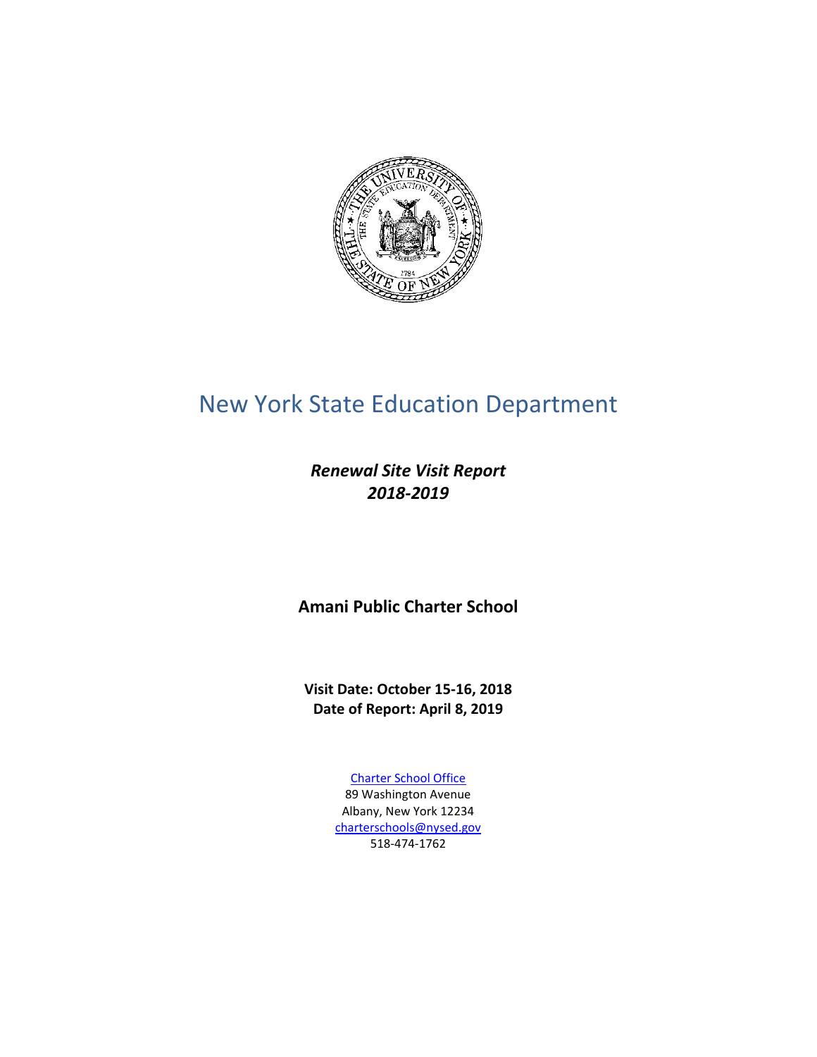# New York State Education Department

***Renewal Site Visit Report***
***2018-2019***

**Amani Public Charter School**

**Visit Date: October 15-16, 2018**
**Date of Report: April 8, 2019**

[Charter School Office](#)
89 Washington Avenue
Albany, New York 12234
[charterschools@nysed.gov](mailto:charterschools@nysed.gov)
518-474-1762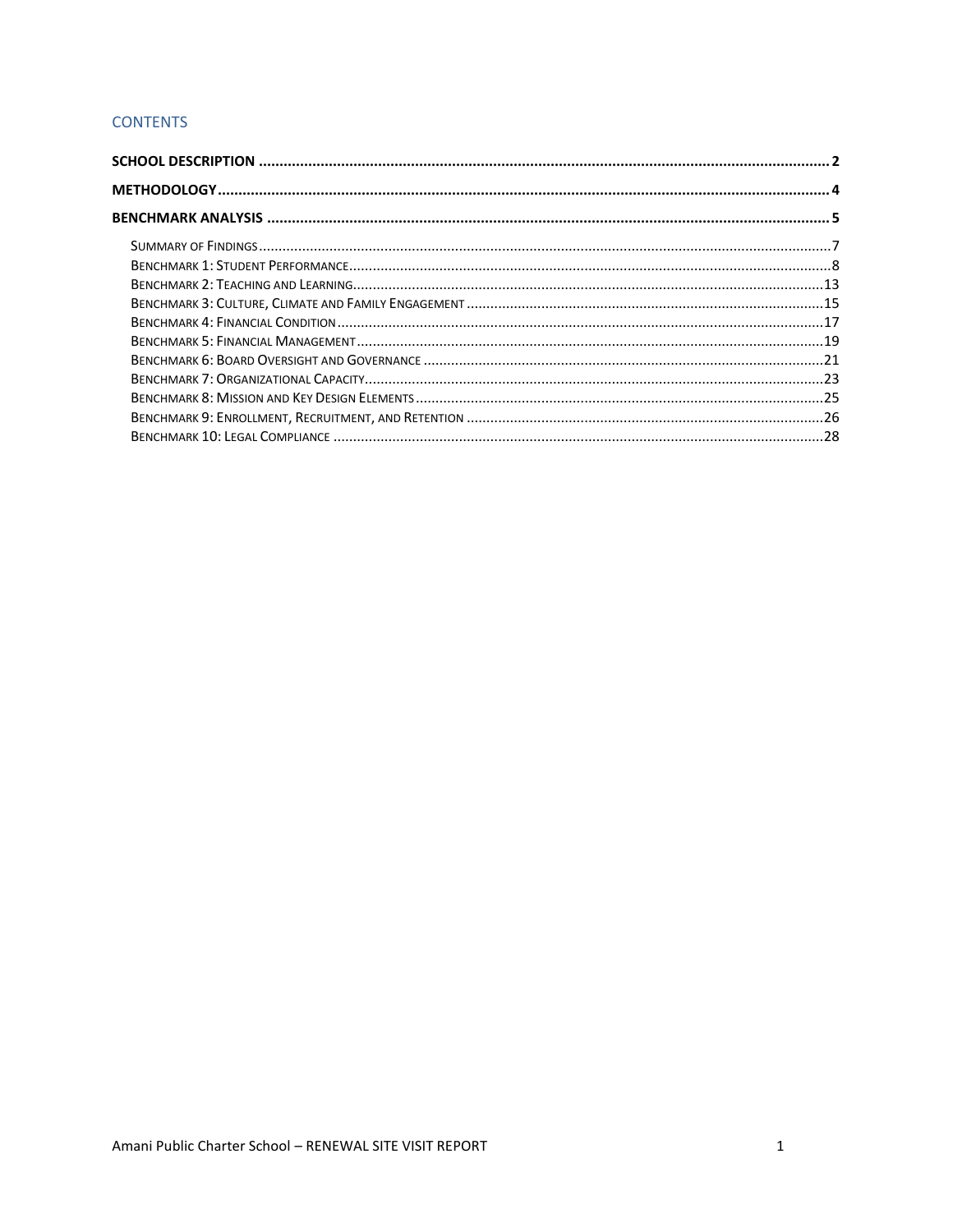## CONTENTS

**SCHOOL DESCRIPTION** .......... 2

**METHODOLOGY** .......... 4

**BENCHMARK ANALYSIS** .......... 5

- Summary of Findings .......... 7
- Benchmark 1: Student Performance .......... 8
- Benchmark 2: Teaching and Learning .......... 13
- Benchmark 3: Culture, Climate and Family Engagement .......... 15
- Benchmark 4: Financial Condition .......... 17
- Benchmark 5: Financial Management .......... 19
- Benchmark 6: Board Oversight and Governance .......... 21
- Benchmark 7: Organizational Capacity .......... 23
- Benchmark 8: Mission and Key Design Elements .......... 25
- Benchmark 9: Enrollment, Recruitment, and Retention .......... 26
- Benchmark 10: Legal Compliance .......... 28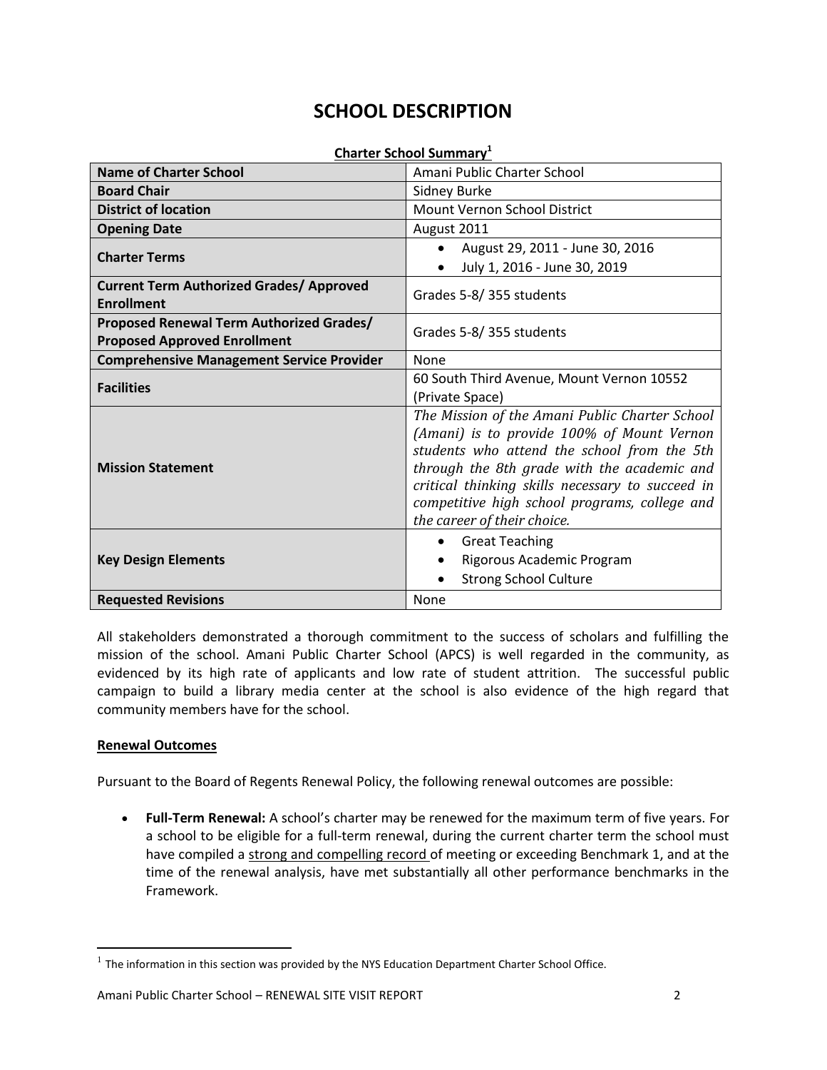# SCHOOL DESCRIPTION

**Charter School Summary[1]**

| | |
|---|---|
| **Name of Charter School** | Amani Public Charter School |
| **Board Chair** | Sidney Burke |
| **District of location** | Mount Vernon School District |
| **Opening Date** | August 2011 |
| **Charter Terms** | • August 29, 2011 - June 30, 2016<br>• July 1, 2016 - June 30, 2019 |
| **Current Term Authorized Grades/ Approved Enrollment** | Grades 5-8/ 355 students |
| **Proposed Renewal Term Authorized Grades/ Proposed Approved Enrollment** | Grades 5-8/ 355 students |
| **Comprehensive Management Service Provider** | None |
| **Facilities** | 60 South Third Avenue, Mount Vernon 10552 (Private Space) |
| **Mission Statement** | *The Mission of the Amani Public Charter School (Amani) is to provide 100% of Mount Vernon students who attend the school from the 5th through the 8th grade with the academic and critical thinking skills necessary to succeed in competitive high school programs, college and the career of their choice.* |
| **Key Design Elements** | • Great Teaching<br>• Rigorous Academic Program<br>• Strong School Culture |
| **Requested Revisions** | None |

All stakeholders demonstrated a thorough commitment to the success of scholars and fulfilling the mission of the school. Amani Public Charter School (APCS) is well regarded in the community, as evidenced by its high rate of applicants and low rate of student attrition. The successful public campaign to build a library media center at the school is also evidence of the high regard that community members have for the school.

**Renewal Outcomes**

Pursuant to the Board of Regents Renewal Policy, the following renewal outcomes are possible:

- **Full-Term Renewal:** A school's charter may be renewed for the maximum term of five years. For a school to be eligible for a full-term renewal, during the current charter term the school must have compiled a strong and compelling record of meeting or exceeding Benchmark 1, and at the time of the renewal analysis, have met substantially all other performance benchmarks in the Framework.

[1] The information in this section was provided by the NYS Education Department Charter School Office.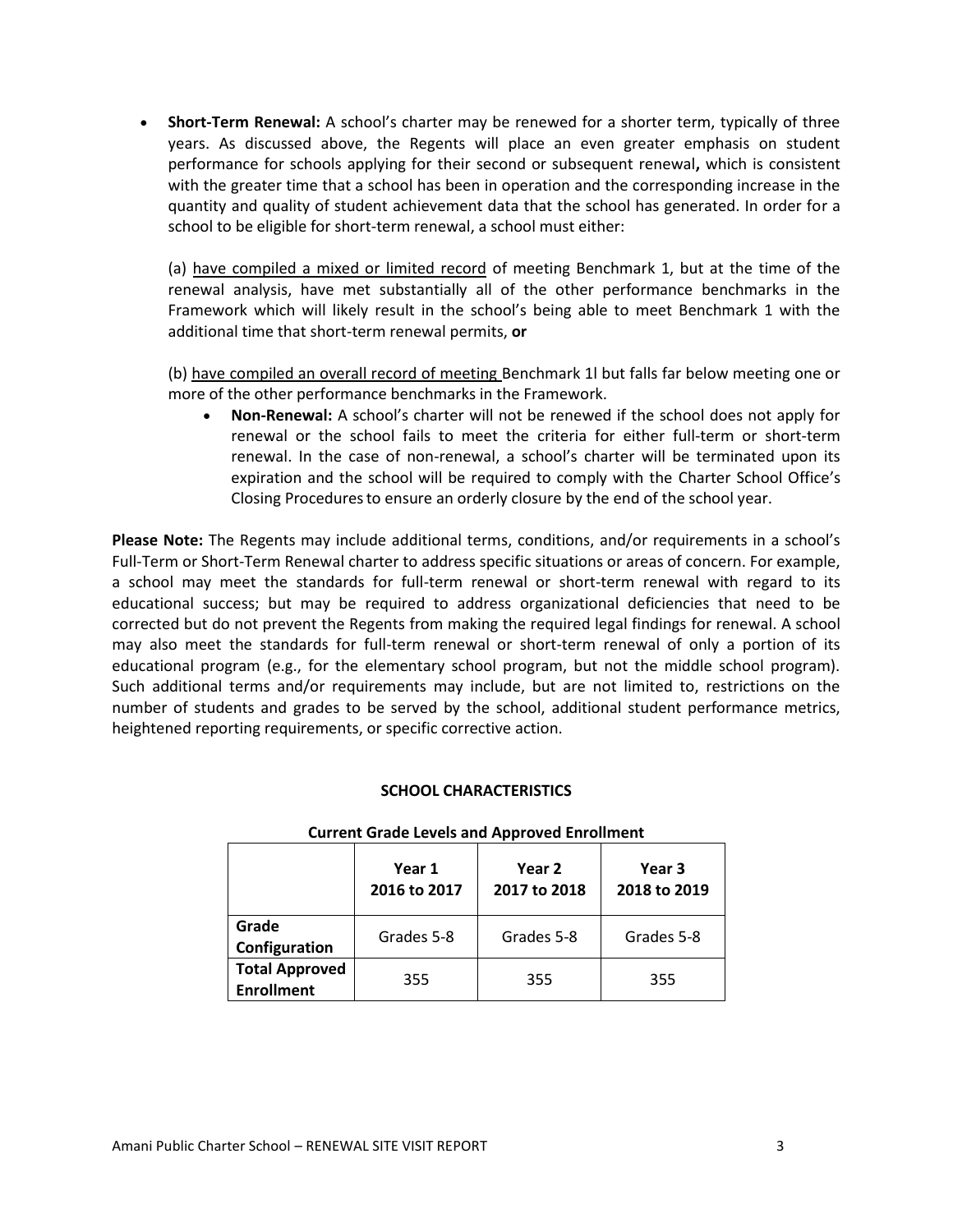- **Short-Term Renewal:** A school's charter may be renewed for a shorter term, typically of three years. As discussed above, the Regents will place an even greater emphasis on student performance for schools applying for their second or subsequent renewal**,** which is consistent with the greater time that a school has been in operation and the corresponding increase in the quantity and quality of student achievement data that the school has generated. In order for a school to be eligible for short-term renewal, a school must either:

  (a) have compiled a mixed or limited record of meeting Benchmark 1, but at the time of the renewal analysis, have met substantially all of the other performance benchmarks in the Framework which will likely result in the school's being able to meet Benchmark 1 with the additional time that short-term renewal permits, **or**

  (b) have compiled an overall record of meeting Benchmark 1l but falls far below meeting one or more of the other performance benchmarks in the Framework.

  - **Non-Renewal:** A school's charter will not be renewed if the school does not apply for renewal or the school fails to meet the criteria for either full-term or short-term renewal. In the case of non-renewal, a school's charter will be terminated upon its expiration and the school will be required to comply with the Charter School Office's Closing Procedures to ensure an orderly closure by the end of the school year.

**Please Note:** The Regents may include additional terms, conditions, and/or requirements in a school's Full-Term or Short-Term Renewal charter to address specific situations or areas of concern. For example, a school may meet the standards for full-term renewal or short-term renewal with regard to its educational success; but may be required to address organizational deficiencies that need to be corrected but do not prevent the Regents from making the required legal findings for renewal. A school may also meet the standards for full-term renewal or short-term renewal of only a portion of its educational program (e.g., for the elementary school program, but not the middle school program). Such additional terms and/or requirements may include, but are not limited to, restrictions on the number of students and grades to be served by the school, additional student performance metrics, heightened reporting requirements, or specific corrective action.

## SCHOOL CHARACTERISTICS

**Current Grade Levels and Approved Enrollment**

| | Year 1 2016 to 2017 | Year 2 2017 to 2018 | Year 3 2018 to 2019 |
|---|---|---|---|
| **Grade Configuration** | Grades 5-8 | Grades 5-8 | Grades 5-8 |
| **Total Approved Enrollment** | 355 | 355 | 355 |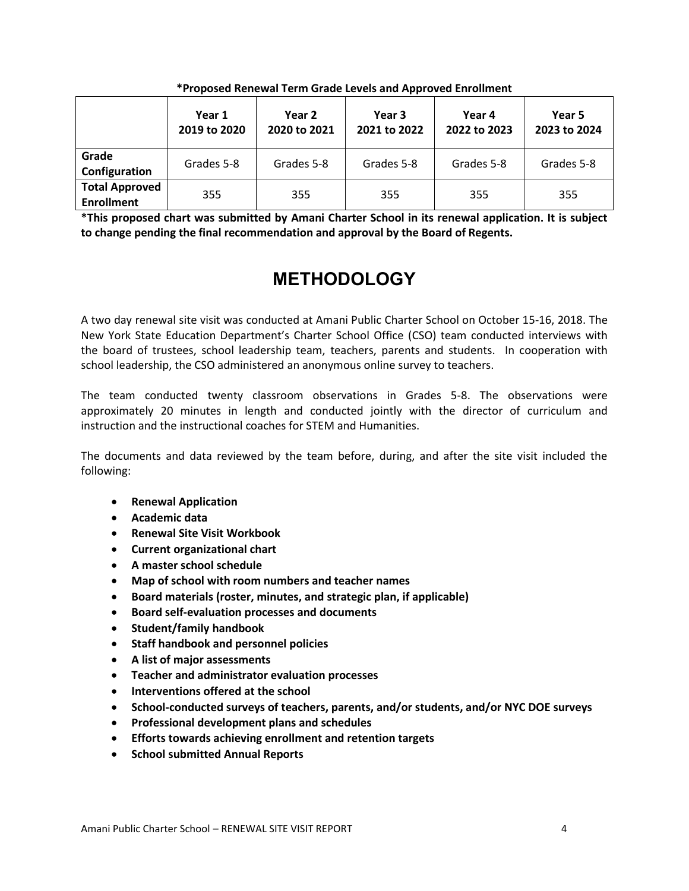**\*Proposed Renewal Term Grade Levels and Approved Enrollment**

| | Year 1 2019 to 2020 | Year 2 2020 to 2021 | Year 3 2021 to 2022 | Year 4 2022 to 2023 | Year 5 2023 to 2024 |
|---|---|---|---|---|---|
| **Grade Configuration** | Grades 5-8 | Grades 5-8 | Grades 5-8 | Grades 5-8 | Grades 5-8 |
| **Total Approved Enrollment** | 355 | 355 | 355 | 355 | 355 |

**\*This proposed chart was submitted by Amani Charter School in its renewal application. It is subject to change pending the final recommendation and approval by the Board of Regents.**

# METHODOLOGY

A two day renewal site visit was conducted at Amani Public Charter School on October 15-16, 2018. The New York State Education Department's Charter School Office (CSO) team conducted interviews with the board of trustees, school leadership team, teachers, parents and students. In cooperation with school leadership, the CSO administered an anonymous online survey to teachers.

The team conducted twenty classroom observations in Grades 5-8. The observations were approximately 20 minutes in length and conducted jointly with the director of curriculum and instruction and the instructional coaches for STEM and Humanities.

The documents and data reviewed by the team before, during, and after the site visit included the following:

- **Renewal Application**
- **Academic data**
- **Renewal Site Visit Workbook**
- **Current organizational chart**
- **A master school schedule**
- **Map of school with room numbers and teacher names**
- **Board materials (roster, minutes, and strategic plan, if applicable)**
- **Board self-evaluation processes and documents**
- **Student/family handbook**
- **Staff handbook and personnel policies**
- **A list of major assessments**
- **Teacher and administrator evaluation processes**
- **Interventions offered at the school**
- **School-conducted surveys of teachers, parents, and/or students, and/or NYC DOE surveys**
- **Professional development plans and schedules**
- **Efforts towards achieving enrollment and retention targets**
- **School submitted Annual Reports**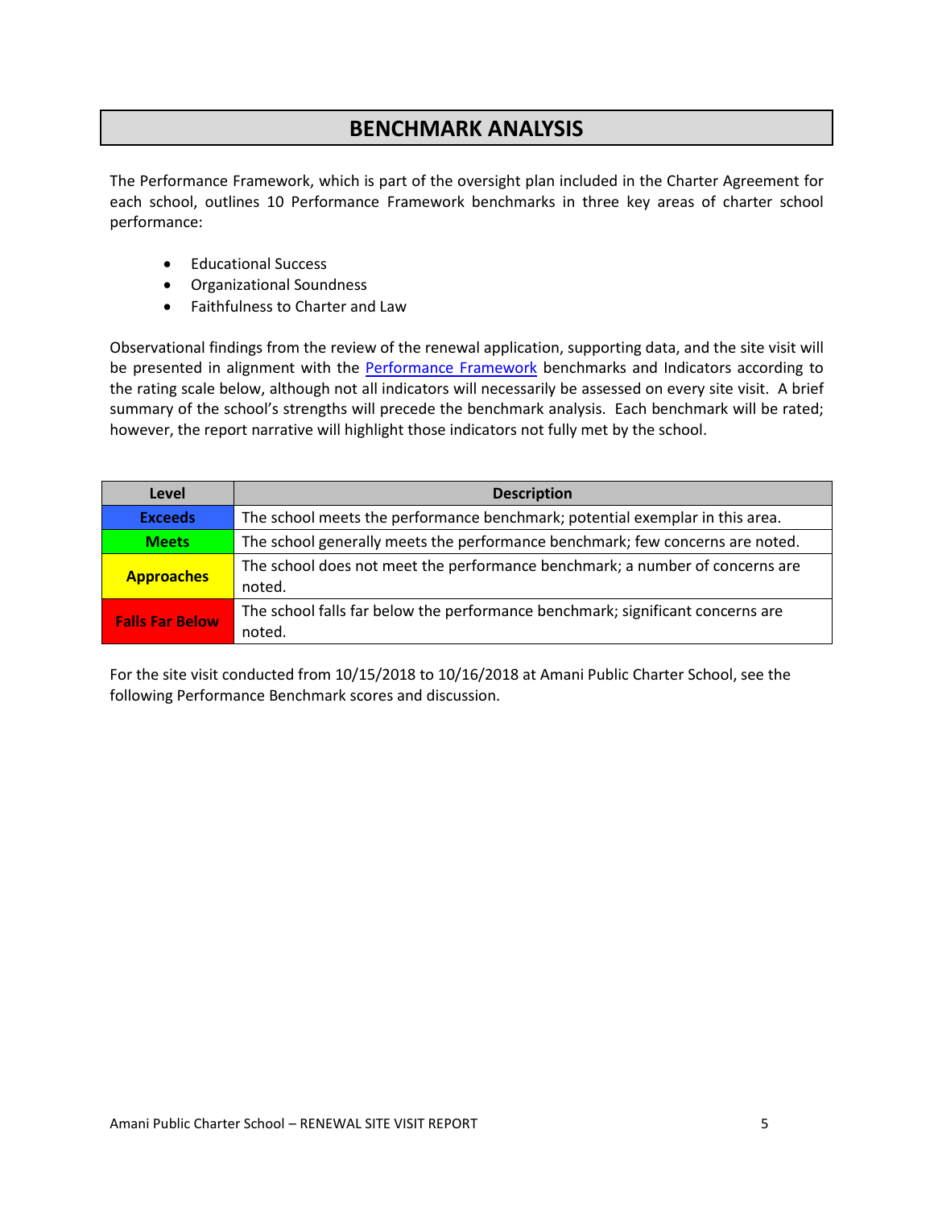# BENCHMARK ANALYSIS

The Performance Framework, which is part of the oversight plan included in the Charter Agreement for each school, outlines 10 Performance Framework benchmarks in three key areas of charter school performance:

- Educational Success
- Organizational Soundness
- Faithfulness to Charter and Law

Observational findings from the review of the renewal application, supporting data, and the site visit will be presented in alignment with the Performance Framework benchmarks and Indicators according to the rating scale below, although not all indicators will necessarily be assessed on every site visit. A brief summary of the school's strengths will precede the benchmark analysis. Each benchmark will be rated; however, the report narrative will highlight those indicators not fully met by the school.

| Level | Description |
| --- | --- |
| **Exceeds** | The school meets the performance benchmark; potential exemplar in this area. |
| **Meets** | The school generally meets the performance benchmark; few concerns are noted. |
| **Approaches** | The school does not meet the performance benchmark; a number of concerns are noted. |
| **Falls Far Below** | The school falls far below the performance benchmark; significant concerns are noted. |

For the site visit conducted from 10/15/2018 to 10/16/2018 at Amani Public Charter School, see the following Performance Benchmark scores and discussion.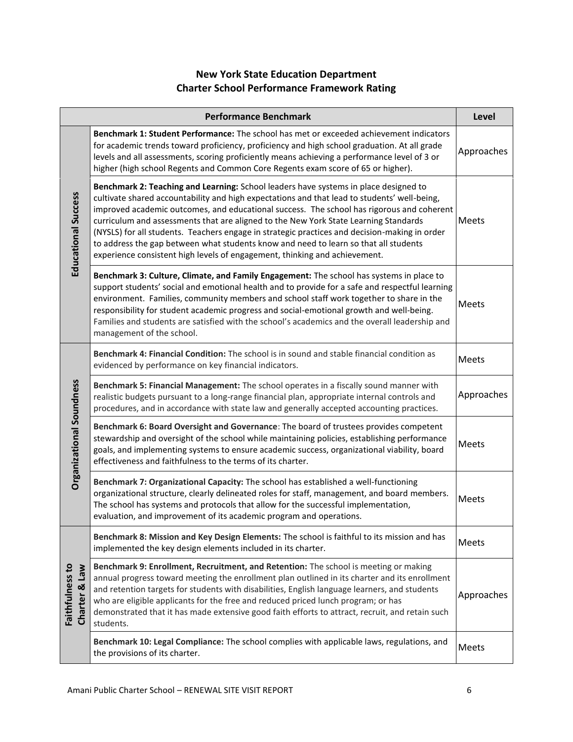**New York State Education Department**
**Charter School Performance Framework Rating**

| | Performance Benchmark | Level |
|---|---|---|
| Educational Success | **Benchmark 1: Student Performance:** The school has met or exceeded achievement indicators for academic trends toward proficiency, proficiency and high school graduation. At all grade levels and all assessments, scoring proficiently means achieving a performance level of 3 or higher (high school Regents and Common Core Regents exam score of 65 or higher). | Approaches |
| | **Benchmark 2: Teaching and Learning:** School leaders have systems in place designed to cultivate shared accountability and high expectations and that lead to students' well-being, improved academic outcomes, and educational success. The school has rigorous and coherent curriculum and assessments that are aligned to the New York State Learning Standards (NYSLS) for all students. Teachers engage in strategic practices and decision-making in order to address the gap between what students know and need to learn so that all students experience consistent high levels of engagement, thinking and achievement. | Meets |
| | **Benchmark 3: Culture, Climate, and Family Engagement:** The school has systems in place to support students' social and emotional health and to provide for a safe and respectful learning environment. Families, community members and school staff work together to share in the responsibility for student academic progress and social-emotional growth and well-being. Families and students are satisfied with the school's academics and the overall leadership and management of the school. | Meets |
| Organizational Soundness | **Benchmark 4: Financial Condition:** The school is in sound and stable financial condition as evidenced by performance on key financial indicators. | Meets |
| | **Benchmark 5: Financial Management:** The school operates in a fiscally sound manner with realistic budgets pursuant to a long-range financial plan, appropriate internal controls and procedures, and in accordance with state law and generally accepted accounting practices. | Approaches |
| | **Benchmark 6: Board Oversight and Governance**: The board of trustees provides competent stewardship and oversight of the school while maintaining policies, establishing performance goals, and implementing systems to ensure academic success, organizational viability, board effectiveness and faithfulness to the terms of its charter. | Meets |
| | **Benchmark 7: Organizational Capacity:** The school has established a well-functioning organizational structure, clearly delineated roles for staff, management, and board members. The school has systems and protocols that allow for the successful implementation, evaluation, and improvement of its academic program and operations. | Meets |
| Faithfulness to Charter & Law | **Benchmark 8: Mission and Key Design Elements:** The school is faithful to its mission and has implemented the key design elements included in its charter. | Meets |
| | **Benchmark 9: Enrollment, Recruitment, and Retention:** The school is meeting or making annual progress toward meeting the enrollment plan outlined in its charter and its enrollment and retention targets for students with disabilities, English language learners, and students who are eligible applicants for the free and reduced priced lunch program; or has demonstrated that it has made extensive good faith efforts to attract, recruit, and retain such students. | Approaches |
| | **Benchmark 10: Legal Compliance:** The school complies with applicable laws, regulations, and the provisions of its charter. | Meets |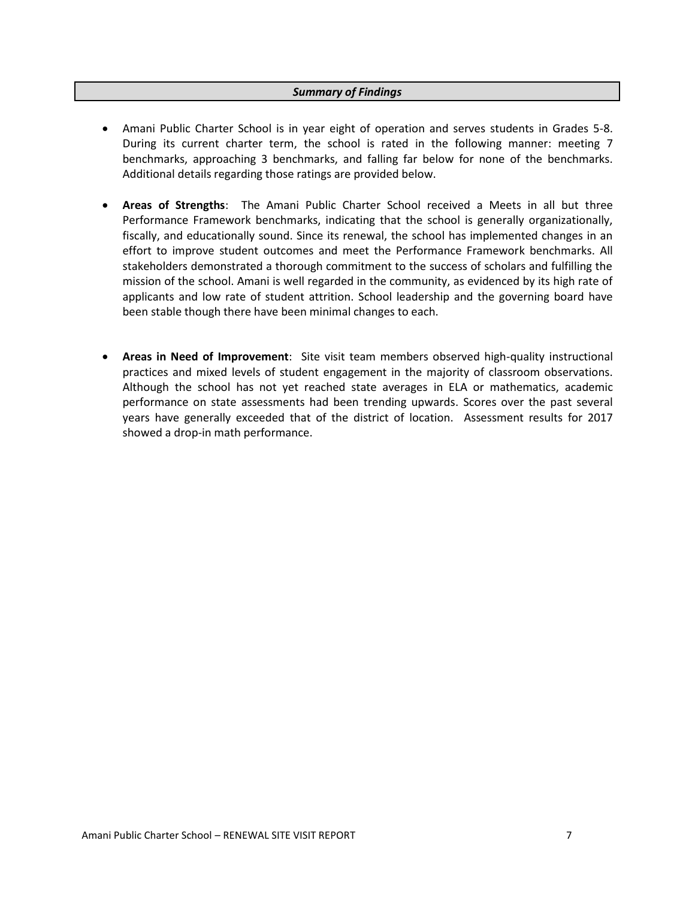## *Summary of Findings*

- Amani Public Charter School is in year eight of operation and serves students in Grades 5-8. During its current charter term, the school is rated in the following manner: meeting 7 benchmarks, approaching 3 benchmarks, and falling far below for none of the benchmarks. Additional details regarding those ratings are provided below.

- **Areas of Strengths**: The Amani Public Charter School received a Meets in all but three Performance Framework benchmarks, indicating that the school is generally organizationally, fiscally, and educationally sound. Since its renewal, the school has implemented changes in an effort to improve student outcomes and meet the Performance Framework benchmarks. All stakeholders demonstrated a thorough commitment to the success of scholars and fulfilling the mission of the school. Amani is well regarded in the community, as evidenced by its high rate of applicants and low rate of student attrition. School leadership and the governing board have been stable though there have been minimal changes to each.

- **Areas in Need of Improvement**: Site visit team members observed high-quality instructional practices and mixed levels of student engagement in the majority of classroom observations. Although the school has not yet reached state averages in ELA or mathematics, academic performance on state assessments had been trending upwards. Scores over the past several years have generally exceeded that of the district of location. Assessment results for 2017 showed a drop-in math performance.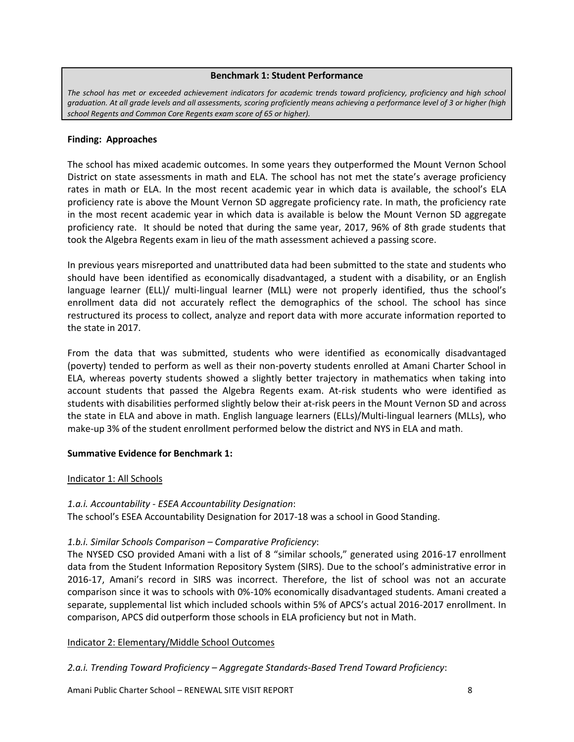**Benchmark 1: Student Performance**

*The school has met or exceeded achievement indicators for academic trends toward proficiency, proficiency and high school graduation. At all grade levels and all assessments, scoring proficiently means achieving a performance level of 3 or higher (high school Regents and Common Core Regents exam score of 65 or higher).*

**Finding: Approaches**

The school has mixed academic outcomes. In some years they outperformed the Mount Vernon School District on state assessments in math and ELA. The school has not met the state's average proficiency rates in math or ELA. In the most recent academic year in which data is available, the school's ELA proficiency rate is above the Mount Vernon SD aggregate proficiency rate. In math, the proficiency rate in the most recent academic year in which data is available is below the Mount Vernon SD aggregate proficiency rate. It should be noted that during the same year, 2017, 96% of 8th grade students that took the Algebra Regents exam in lieu of the math assessment achieved a passing score.

In previous years misreported and unattributed data had been submitted to the state and students who should have been identified as economically disadvantaged, a student with a disability, or an English language learner (ELL)/ multi-lingual learner (MLL) were not properly identified, thus the school's enrollment data did not accurately reflect the demographics of the school. The school has since restructured its process to collect, analyze and report data with more accurate information reported to the state in 2017.

From the data that was submitted, students who were identified as economically disadvantaged (poverty) tended to perform as well as their non-poverty students enrolled at Amani Charter School in ELA, whereas poverty students showed a slightly better trajectory in mathematics when taking into account students that passed the Algebra Regents exam. At-risk students who were identified as students with disabilities performed slightly below their at-risk peers in the Mount Vernon SD and across the state in ELA and above in math. English language learners (ELLs)/Multi-lingual learners (MLLs), who make-up 3% of the student enrollment performed below the district and NYS in ELA and math.

**Summative Evidence for Benchmark 1:**

Indicator 1: All Schools

*1.a.i. Accountability - ESEA Accountability Designation*:
The school's ESEA Accountability Designation for 2017-18 was a school in Good Standing.

*1.b.i. Similar Schools Comparison – Comparative Proficiency*:
The NYSED CSO provided Amani with a list of 8 "similar schools," generated using 2016-17 enrollment data from the Student Information Repository System (SIRS). Due to the school's administrative error in 2016-17, Amani's record in SIRS was incorrect. Therefore, the list of school was not an accurate comparison since it was to schools with 0%-10% economically disadvantaged students. Amani created a separate, supplemental list which included schools within 5% of APCS's actual 2016-2017 enrollment. In comparison, APCS did outperform those schools in ELA proficiency but not in Math.

Indicator 2: Elementary/Middle School Outcomes

*2.a.i. Trending Toward Proficiency – Aggregate Standards-Based Trend Toward Proficiency*: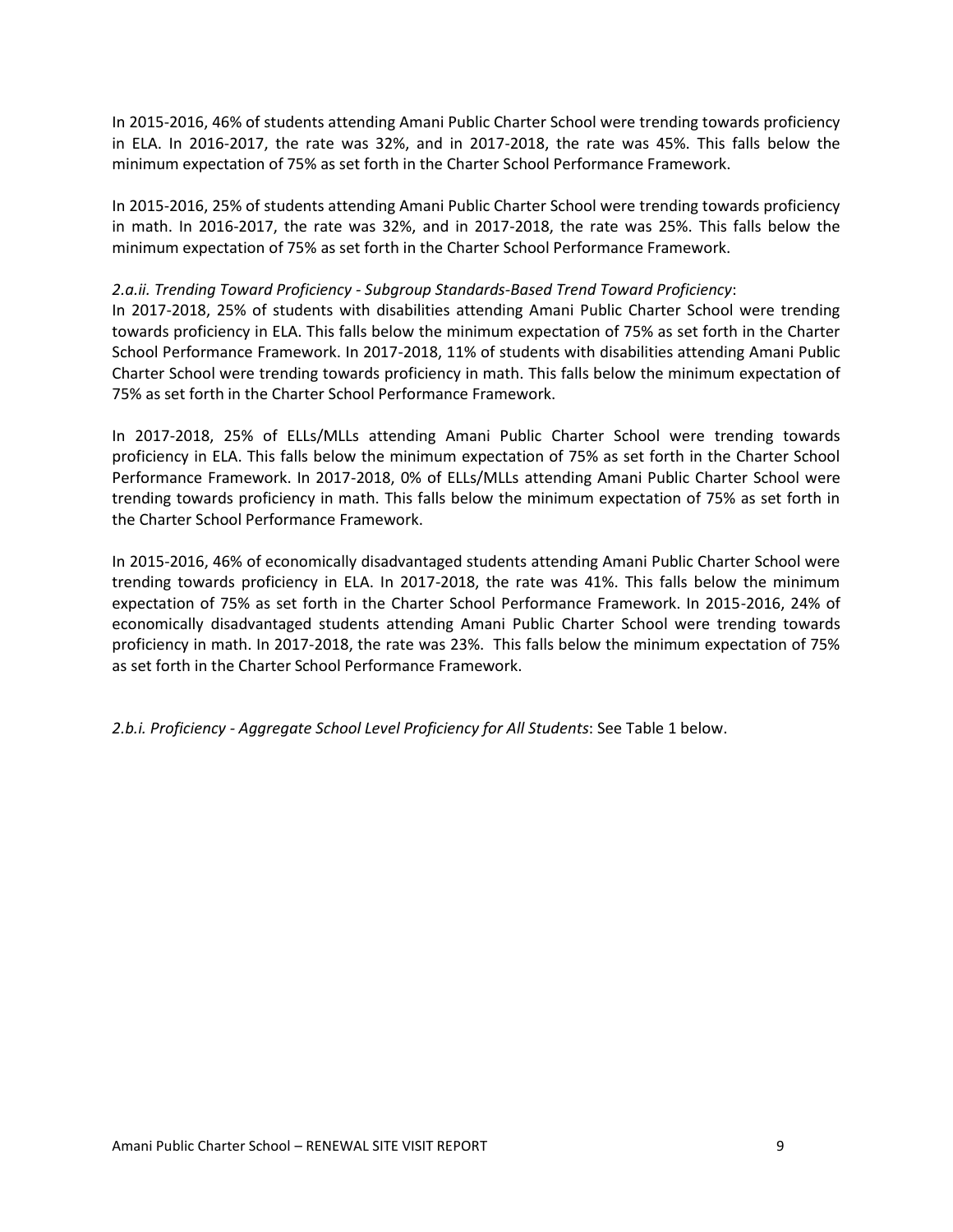In 2015-2016, 46% of students attending Amani Public Charter School were trending towards proficiency in ELA. In 2016-2017, the rate was 32%, and in 2017-2018, the rate was 45%. This falls below the minimum expectation of 75% as set forth in the Charter School Performance Framework.

In 2015-2016, 25% of students attending Amani Public Charter School were trending towards proficiency in math. In 2016-2017, the rate was 32%, and in 2017-2018, the rate was 25%. This falls below the minimum expectation of 75% as set forth in the Charter School Performance Framework.

*2.a.ii. Trending Toward Proficiency - Subgroup Standards-Based Trend Toward Proficiency*:
In 2017-2018, 25% of students with disabilities attending Amani Public Charter School were trending towards proficiency in ELA. This falls below the minimum expectation of 75% as set forth in the Charter School Performance Framework. In 2017-2018, 11% of students with disabilities attending Amani Public Charter School were trending towards proficiency in math. This falls below the minimum expectation of 75% as set forth in the Charter School Performance Framework.

In 2017-2018, 25% of ELLs/MLLs attending Amani Public Charter School were trending towards proficiency in ELA. This falls below the minimum expectation of 75% as set forth in the Charter School Performance Framework. In 2017-2018, 0% of ELLs/MLLs attending Amani Public Charter School were trending towards proficiency in math. This falls below the minimum expectation of 75% as set forth in the Charter School Performance Framework.

In 2015-2016, 46% of economically disadvantaged students attending Amani Public Charter School were trending towards proficiency in ELA. In 2017-2018, the rate was 41%. This falls below the minimum expectation of 75% as set forth in the Charter School Performance Framework. In 2015-2016, 24% of economically disadvantaged students attending Amani Public Charter School were trending towards proficiency in math. In 2017-2018, the rate was 23%. This falls below the minimum expectation of 75% as set forth in the Charter School Performance Framework.

*2.b.i. Proficiency - Aggregate School Level Proficiency for All Students*: See Table 1 below.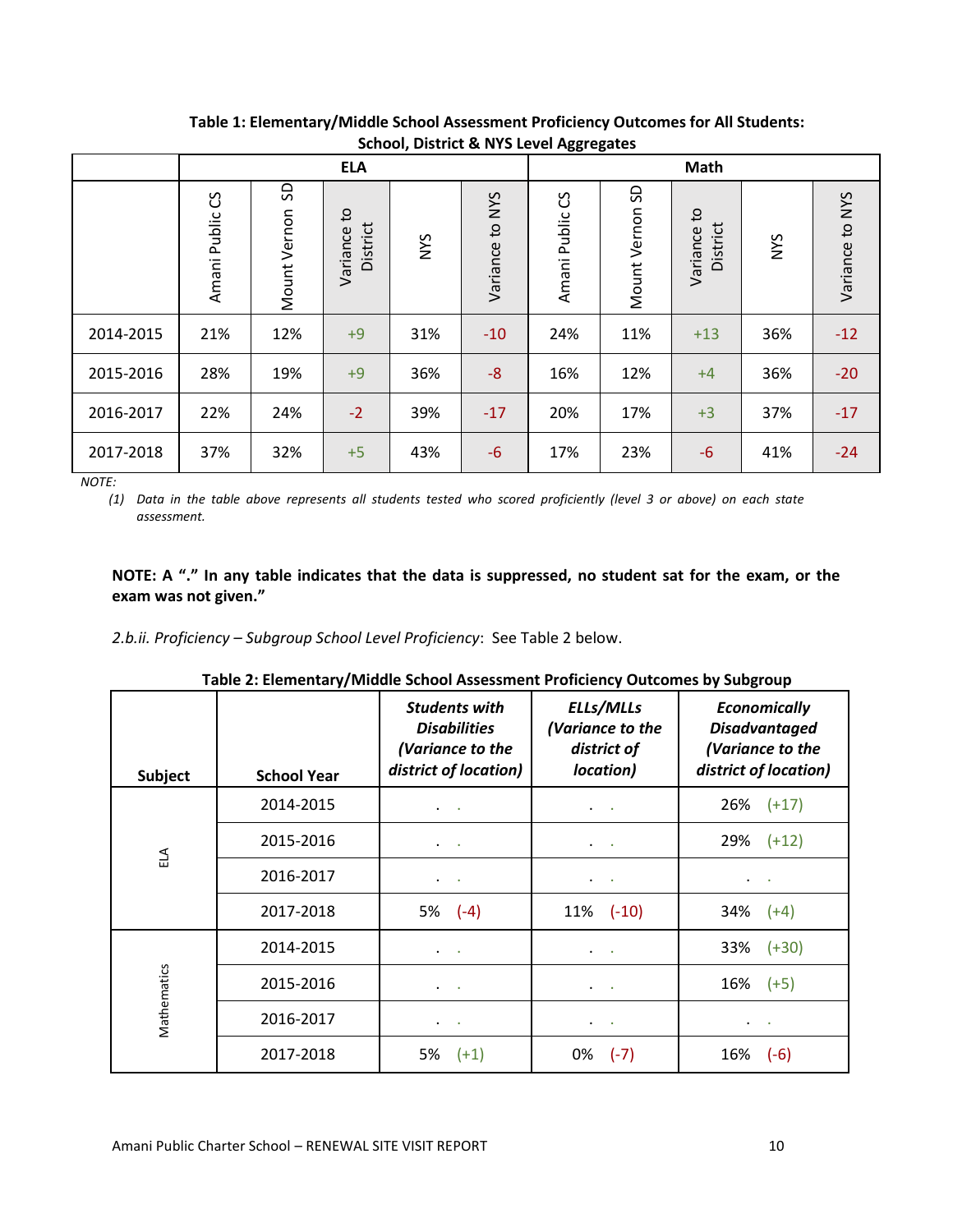**Table 1: Elementary/Middle School Assessment Proficiency Outcomes for All Students: School, District & NYS Level Aggregates**

| | ELA | | | | | Math | | | | |
|---|---|---|---|---|---|---|---|---|---|---|
| | Amani Public CS | Mount Vernon SD | Variance to District | NYS | Variance to NYS | Amani Public CS | Mount Vernon SD | Variance to District | NYS | Variance to NYS |
| 2014-2015 | 21% | 12% | +9 | 31% | -10 | 24% | 11% | +13 | 36% | -12 |
| 2015-2016 | 28% | 19% | +9 | 36% | -8 | 16% | 12% | +4 | 36% | -20 |
| 2016-2017 | 22% | 24% | -2 | 39% | -17 | 20% | 17% | +3 | 37% | -17 |
| 2017-2018 | 37% | 32% | +5 | 43% | -6 | 17% | 23% | -6 | 41% | -24 |

*NOTE:*

*(1) Data in the table above represents all students tested who scored proficiently (level 3 or above) on each state assessment.*

**NOTE: A "." In any table indicates that the data is suppressed, no student sat for the exam, or the exam was not given."**

*2.b.ii. Proficiency – Subgroup School Level Proficiency*: See Table 2 below.

**Table 2: Elementary/Middle School Assessment Proficiency Outcomes by Subgroup**

| Subject | School Year | *Students with Disabilities (Variance to the district of location)* | *ELLs/MLLs (Variance to the district of location)* | *Economically Disadvantaged (Variance to the district of location)* |
|---|---|---|---|---|
| ELA | 2014-2015 | . . | . . | 26% (+17) |
| | 2015-2016 | . . | . . | 29% (+12) |
| | 2016-2017 | . . | . . | . . |
| | 2017-2018 | 5% (-4) | 11% (-10) | 34% (+4) |
| Mathematics | 2014-2015 | . . | . . | 33% (+30) |
| | 2015-2016 | . . | . . | 16% (+5) |
| | 2016-2017 | . . | . . | . . |
| | 2017-2018 | 5% (+1) | 0% (-7) | 16% (-6) |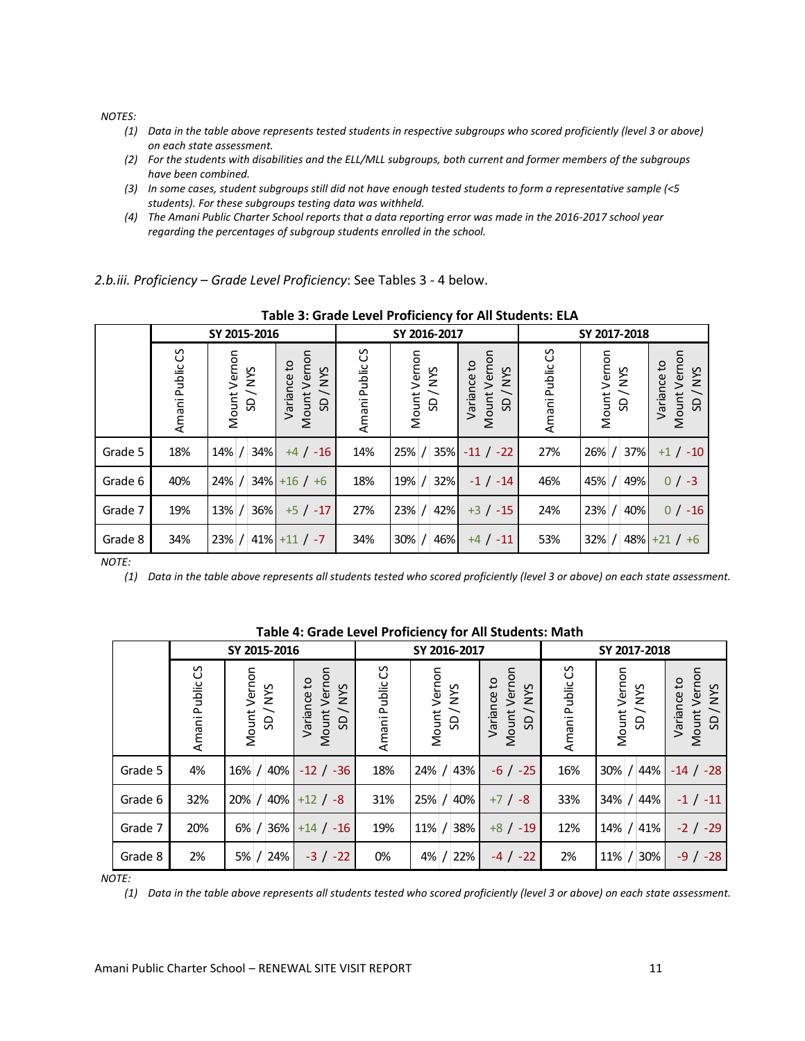NOTES:

1. *Data in the table above represents tested students in respective subgroups who scored proficiently (level 3 or above) on each state assessment.*
2. *For the students with disabilities and the ELL/MLL subgroups, both current and former members of the subgroups have been combined.*
3. *In some cases, student subgroups still did not have enough tested students to form a representative sample (<5 students). For these subgroups testing data was withheld.*
4. *The Amani Public Charter School reports that a data reporting error was made in the 2016-2017 school year regarding the percentages of subgroup students enrolled in the school.*

*2.b.iii. Proficiency – Grade Level Proficiency*: See Tables 3 - 4 below.

**Table 3: Grade Level Proficiency for All Students: ELA**

| | SY 2015-2016 | | | SY 2016-2017 | | | SY 2017-2018 | | |
|---|---|---|---|---|---|---|---|---|---|
| | Amani Public CS | Mount Vernon SD / NYS | Variance to Mount Vernon SD / NYS | Amani Public CS | Mount Vernon SD / NYS | Variance to Mount Vernon SD / NYS | Amani Public CS | Mount Vernon SD / NYS | Variance to Mount Vernon SD / NYS |
| Grade 5 | 18% | 14% / 34% | +4 / -16 | 14% | 25% / 35% | -11 / -22 | 27% | 26% / 37% | +1 / -10 |
| Grade 6 | 40% | 24% / 34% | +16 / +6 | 18% | 19% / 32% | -1 / -14 | 46% | 45% / 49% | 0 / -3 |
| Grade 7 | 19% | 13% / 36% | +5 / -17 | 27% | 23% / 42% | +3 / -15 | 24% | 23% / 40% | 0 / -16 |
| Grade 8 | 34% | 23% / 41% | +11 / -7 | 34% | 30% / 46% | +4 / -11 | 53% | 32% / 48% | +21 / +6 |

NOTE:

1. *Data in the table above represents all students tested who scored proficiently (level 3 or above) on each state assessment.*

**Table 4: Grade Level Proficiency for All Students: Math**

| | SY 2015-2016 | | | SY 2016-2017 | | | SY 2017-2018 | | |
|---|---|---|---|---|---|---|---|---|---|
| | Amani Public CS | Mount Vernon SD / NYS | Variance to Mount Vernon SD / NYS | Amani Public CS | Mount Vernon SD / NYS | Variance to Mount Vernon SD / NYS | Amani Public CS | Mount Vernon SD / NYS | Variance to Mount Vernon SD / NYS |
| Grade 5 | 4% | 16% / 40% | -12 / -36 | 18% | 24% / 43% | -6 / -25 | 16% | 30% / 44% | -14 / -28 |
| Grade 6 | 32% | 20% / 40% | +12 / -8 | 31% | 25% / 40% | +7 / -8 | 33% | 34% / 44% | -1 / -11 |
| Grade 7 | 20% | 6% / 36% | +14 / -16 | 19% | 11% / 38% | +8 / -19 | 12% | 14% / 41% | -2 / -29 |
| Grade 8 | 2% | 5% / 24% | -3 / -22 | 0% | 4% / 22% | -4 / -22 | 2% | 11% / 30% | -9 / -28 |

NOTE:

1. *Data in the table above represents all students tested who scored proficiently (level 3 or above) on each state assessment.*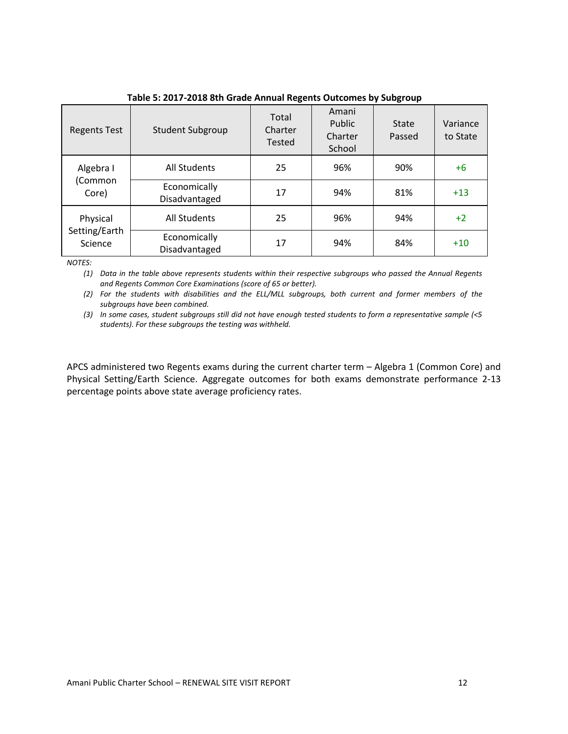**Table 5: 2017-2018 8th Grade Annual Regents Outcomes by Subgroup**

| Regents Test | Student Subgroup | Total Charter Tested | Amani Public Charter School | State Passed | Variance to State |
|---|---|---|---|---|---|
| Algebra I (Common Core) | All Students | 25 | 96% | 90% | +6 |
| | Economically Disadvantaged | 17 | 94% | 81% | +13 |
| Physical Setting/Earth Science | All Students | 25 | 96% | 94% | +2 |
| | Economically Disadvantaged | 17 | 94% | 84% | +10 |

*NOTES:*

*(1) Data in the table above represents students within their respective subgroups who passed the Annual Regents and Regents Common Core Examinations (score of 65 or better).*

*(2) For the students with disabilities and the ELL/MLL subgroups, both current and former members of the subgroups have been combined.*

*(3) In some cases, student subgroups still did not have enough tested students to form a representative sample (<5 students). For these subgroups the testing was withheld.*

APCS administered two Regents exams during the current charter term – Algebra 1 (Common Core) and Physical Setting/Earth Science. Aggregate outcomes for both exams demonstrate performance 2-13 percentage points above state average proficiency rates.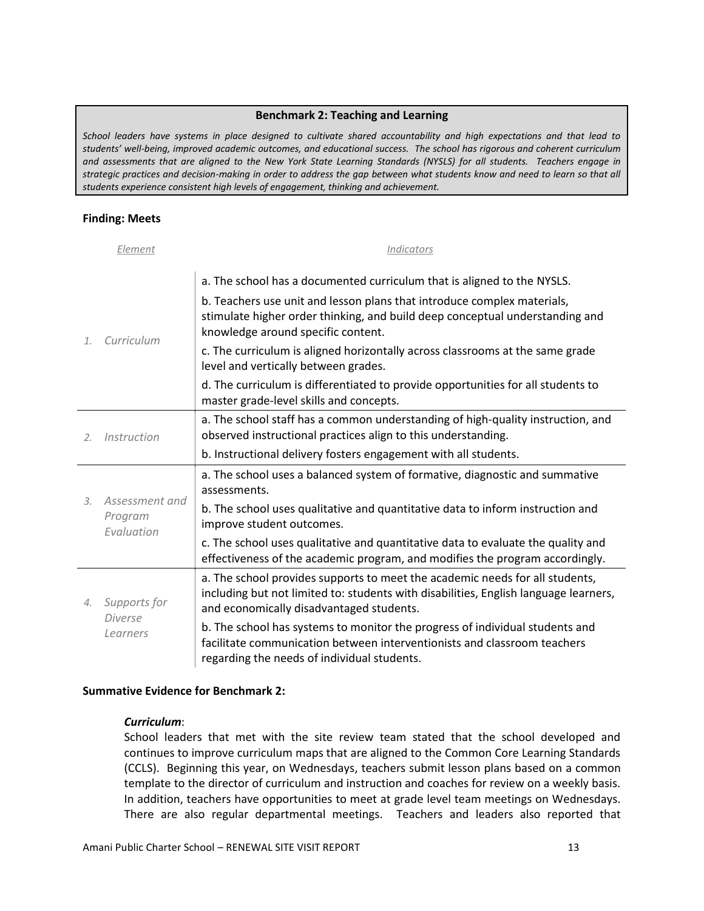**Benchmark 2: Teaching and Learning**

*School leaders have systems in place designed to cultivate shared accountability and high expectations and that lead to students' well-being, improved academic outcomes, and educational success. The school has rigorous and coherent curriculum and assessments that are aligned to the New York State Learning Standards (NYSLS) for all students. Teachers engage in strategic practices and decision-making in order to address the gap between what students know and need to learn so that all students experience consistent high levels of engagement, thinking and achievement.*

**Finding: Meets**

| *Element* | *Indicators* |
|---|---|
| *1. Curriculum* | a. The school has a documented curriculum that is aligned to the NYSLS. |
| | b. Teachers use unit and lesson plans that introduce complex materials, stimulate higher order thinking, and build deep conceptual understanding and knowledge around specific content. |
| | c. The curriculum is aligned horizontally across classrooms at the same grade level and vertically between grades. |
| | d. The curriculum is differentiated to provide opportunities for all students to master grade-level skills and concepts. |
| *2. Instruction* | a. The school staff has a common understanding of high-quality instruction, and observed instructional practices align to this understanding. |
| | b. Instructional delivery fosters engagement with all students. |
| *3. Assessment and Program Evaluation* | a. The school uses a balanced system of formative, diagnostic and summative assessments. |
| | b. The school uses qualitative and quantitative data to inform instruction and improve student outcomes. |
| | c. The school uses qualitative and quantitative data to evaluate the quality and effectiveness of the academic program, and modifies the program accordingly. |
| *4. Supports for Diverse Learners* | a. The school provides supports to meet the academic needs for all students, including but not limited to: students with disabilities, English language learners, and economically disadvantaged students. |
| | b. The school has systems to monitor the progress of individual students and facilitate communication between interventionists and classroom teachers regarding the needs of individual students. |

**Summative Evidence for Benchmark 2:**

***Curriculum***:

School leaders that met with the site review team stated that the school developed and continues to improve curriculum maps that are aligned to the Common Core Learning Standards (CCLS). Beginning this year, on Wednesdays, teachers submit lesson plans based on a common template to the director of curriculum and instruction and coaches for review on a weekly basis. In addition, teachers have opportunities to meet at grade level team meetings on Wednesdays. There are also regular departmental meetings. Teachers and leaders also reported that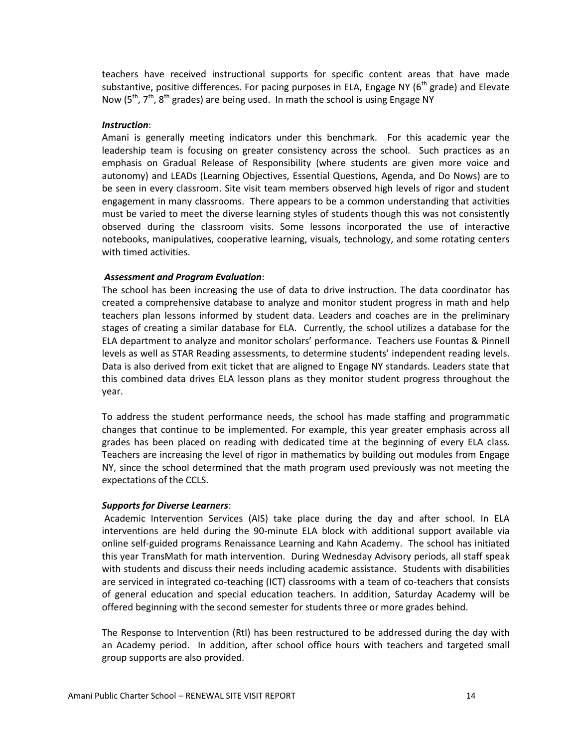teachers have received instructional supports for specific content areas that have made substantive, positive differences. For pacing purposes in ELA, Engage NY (6th grade) and Elevate Now (5th, 7th, 8th grades) are being used. In math the school is using Engage NY

***Instruction***:

Amani is generally meeting indicators under this benchmark. For this academic year the leadership team is focusing on greater consistency across the school. Such practices as an emphasis on Gradual Release of Responsibility (where students are given more voice and autonomy) and LEADs (Learning Objectives, Essential Questions, Agenda, and Do Nows) are to be seen in every classroom. Site visit team members observed high levels of rigor and student engagement in many classrooms. There appears to be a common understanding that activities must be varied to meet the diverse learning styles of students though this was not consistently observed during the classroom visits. Some lessons incorporated the use of interactive notebooks, manipulatives, cooperative learning, visuals, technology, and some rotating centers with timed activities.

***Assessment and Program Evaluation***:

The school has been increasing the use of data to drive instruction. The data coordinator has created a comprehensive database to analyze and monitor student progress in math and help teachers plan lessons informed by student data. Leaders and coaches are in the preliminary stages of creating a similar database for ELA. Currently, the school utilizes a database for the ELA department to analyze and monitor scholars' performance. Teachers use Fountas & Pinnell levels as well as STAR Reading assessments, to determine students' independent reading levels. Data is also derived from exit ticket that are aligned to Engage NY standards. Leaders state that this combined data drives ELA lesson plans as they monitor student progress throughout the year.

To address the student performance needs, the school has made staffing and programmatic changes that continue to be implemented. For example, this year greater emphasis across all grades has been placed on reading with dedicated time at the beginning of every ELA class. Teachers are increasing the level of rigor in mathematics by building out modules from Engage NY, since the school determined that the math program used previously was not meeting the expectations of the CCLS.

***Supports for Diverse Learners***:

Academic Intervention Services (AIS) take place during the day and after school. In ELA interventions are held during the 90-minute ELA block with additional support available via online self-guided programs Renaissance Learning and Kahn Academy. The school has initiated this year TransMath for math intervention. During Wednesday Advisory periods, all staff speak with students and discuss their needs including academic assistance. Students with disabilities are serviced in integrated co-teaching (ICT) classrooms with a team of co-teachers that consists of general education and special education teachers. In addition, Saturday Academy will be offered beginning with the second semester for students three or more grades behind.

The Response to Intervention (RtI) has been restructured to be addressed during the day with an Academy period. In addition, after school office hours with teachers and targeted small group supports are also provided.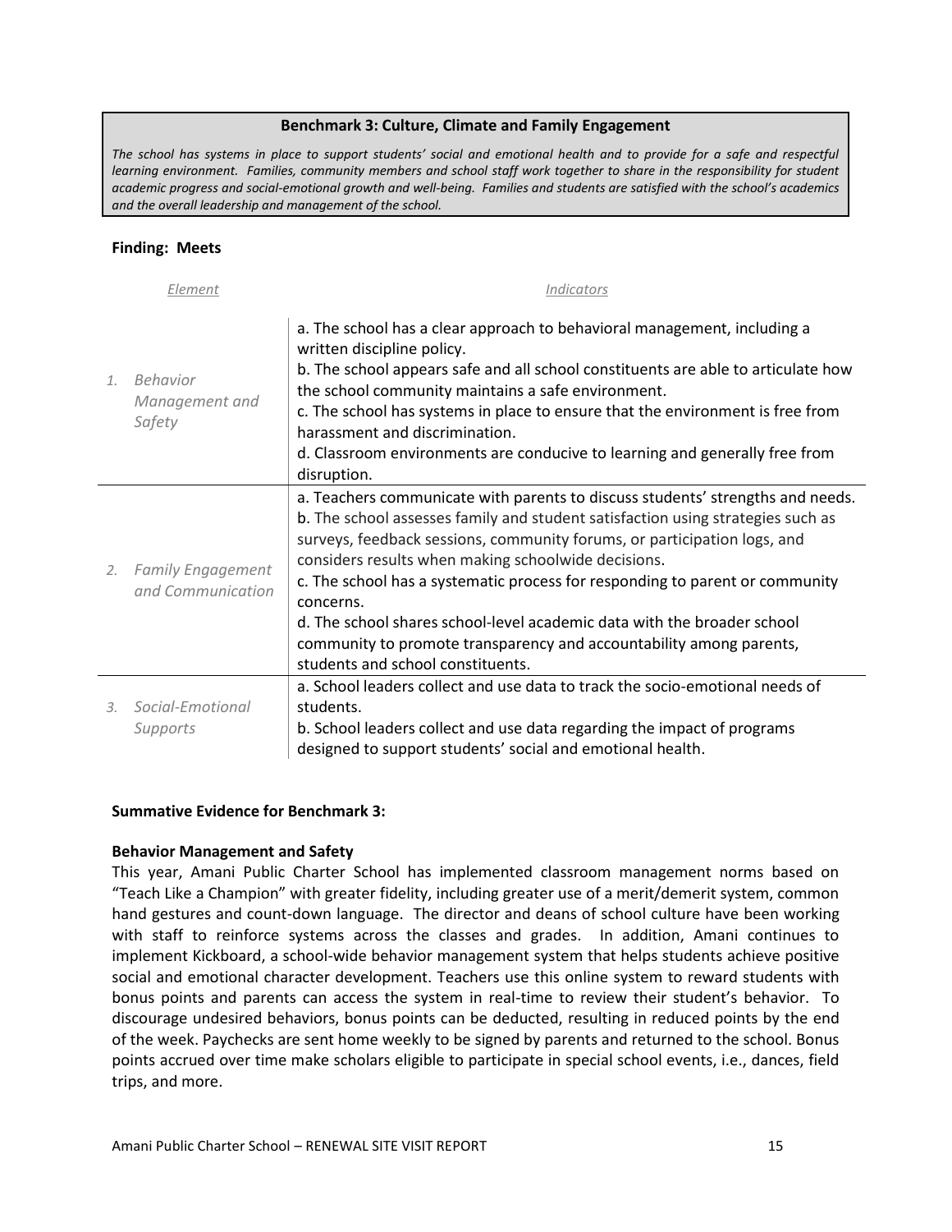**Benchmark 3: Culture, Climate and Family Engagement**

*The school has systems in place to support students' social and emotional health and to provide for a safe and respectful learning environment. Families, community members and school staff work together to share in the responsibility for student academic progress and social-emotional growth and well-being. Families and students are satisfied with the school's academics and the overall leadership and management of the school.*

**Finding: Meets**

| *Element* | *Indicators* |
|---|---|
| 1. *Behavior Management and Safety* | a. The school has a clear approach to behavioral management, including a written discipline policy.<br>b. The school appears safe and all school constituents are able to articulate how the school community maintains a safe environment.<br>c. The school has systems in place to ensure that the environment is free from harassment and discrimination.<br>d. Classroom environments are conducive to learning and generally free from disruption. |
| 2. *Family Engagement and Communication* | a. Teachers communicate with parents to discuss students' strengths and needs.<br>b. The school assesses family and student satisfaction using strategies such as surveys, feedback sessions, community forums, or participation logs, and considers results when making schoolwide decisions.<br>c. The school has a systematic process for responding to parent or community concerns.<br>d. The school shares school-level academic data with the broader school community to promote transparency and accountability among parents, students and school constituents. |
| 3. *Social-Emotional Supports* | a. School leaders collect and use data to track the socio-emotional needs of students.<br>b. School leaders collect and use data regarding the impact of programs designed to support students' social and emotional health. |

**Summative Evidence for Benchmark 3:**

**Behavior Management and Safety**

This year, Amani Public Charter School has implemented classroom management norms based on "Teach Like a Champion" with greater fidelity, including greater use of a merit/demerit system, common hand gestures and count-down language. The director and deans of school culture have been working with staff to reinforce systems across the classes and grades. In addition, Amani continues to implement Kickboard, a school-wide behavior management system that helps students achieve positive social and emotional character development. Teachers use this online system to reward students with bonus points and parents can access the system in real-time to review their student's behavior. To discourage undesired behaviors, bonus points can be deducted, resulting in reduced points by the end of the week. Paychecks are sent home weekly to be signed by parents and returned to the school. Bonus points accrued over time make scholars eligible to participate in special school events, i.e., dances, field trips, and more.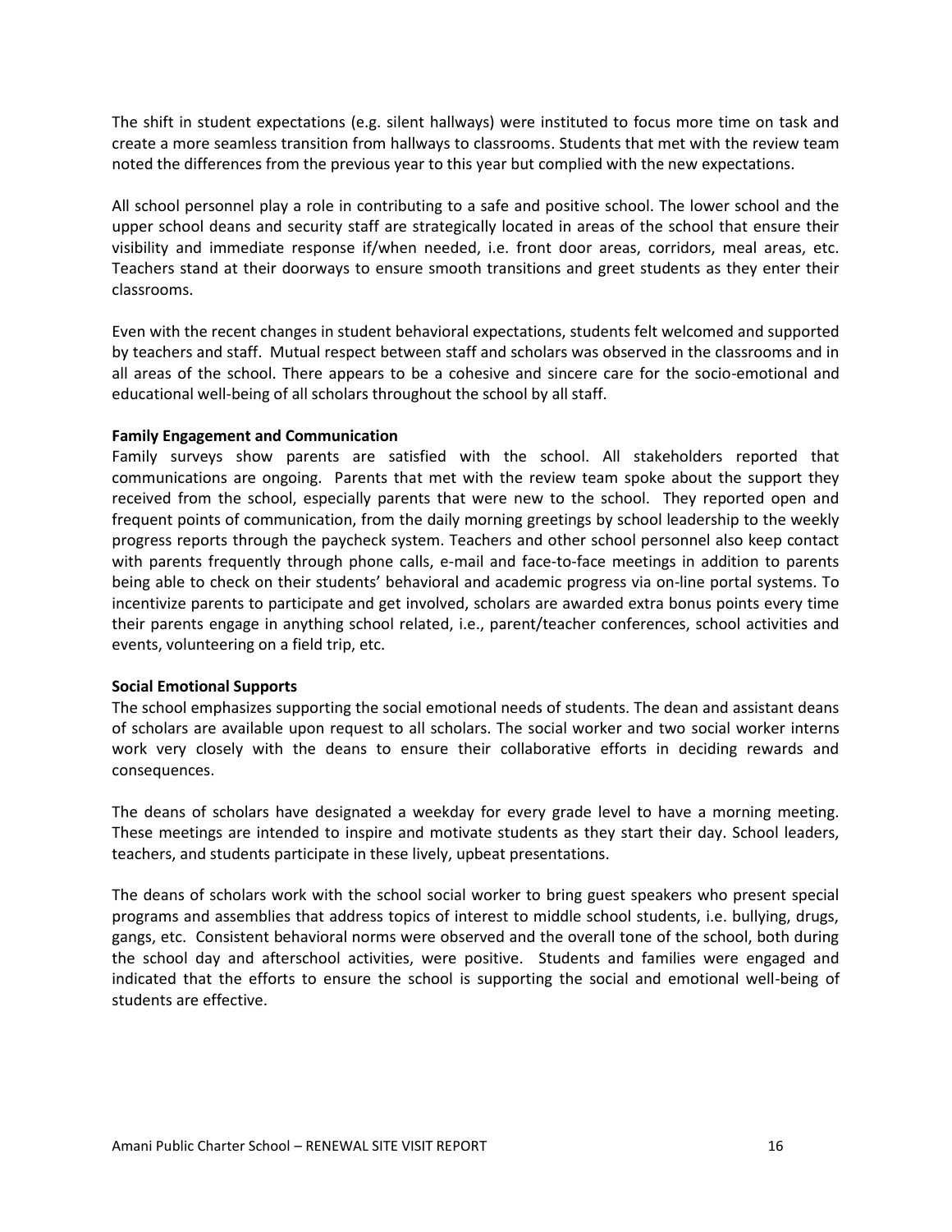The shift in student expectations (e.g. silent hallways) were instituted to focus more time on task and create a more seamless transition from hallways to classrooms. Students that met with the review team noted the differences from the previous year to this year but complied with the new expectations.

All school personnel play a role in contributing to a safe and positive school. The lower school and the upper school deans and security staff are strategically located in areas of the school that ensure their visibility and immediate response if/when needed, i.e. front door areas, corridors, meal areas, etc. Teachers stand at their doorways to ensure smooth transitions and greet students as they enter their classrooms.

Even with the recent changes in student behavioral expectations, students felt welcomed and supported by teachers and staff. Mutual respect between staff and scholars was observed in the classrooms and in all areas of the school. There appears to be a cohesive and sincere care for the socio-emotional and educational well-being of all scholars throughout the school by all staff.

**Family Engagement and Communication**

Family surveys show parents are satisfied with the school. All stakeholders reported that communications are ongoing. Parents that met with the review team spoke about the support they received from the school, especially parents that were new to the school. They reported open and frequent points of communication, from the daily morning greetings by school leadership to the weekly progress reports through the paycheck system. Teachers and other school personnel also keep contact with parents frequently through phone calls, e-mail and face-to-face meetings in addition to parents being able to check on their students' behavioral and academic progress via on-line portal systems. To incentivize parents to participate and get involved, scholars are awarded extra bonus points every time their parents engage in anything school related, i.e., parent/teacher conferences, school activities and events, volunteering on a field trip, etc.

**Social Emotional Supports**

The school emphasizes supporting the social emotional needs of students. The dean and assistant deans of scholars are available upon request to all scholars. The social worker and two social worker interns work very closely with the deans to ensure their collaborative efforts in deciding rewards and consequences.

The deans of scholars have designated a weekday for every grade level to have a morning meeting. These meetings are intended to inspire and motivate students as they start their day. School leaders, teachers, and students participate in these lively, upbeat presentations.

The deans of scholars work with the school social worker to bring guest speakers who present special programs and assemblies that address topics of interest to middle school students, i.e. bullying, drugs, gangs, etc. Consistent behavioral norms were observed and the overall tone of the school, both during the school day and afterschool activities, were positive. Students and families were engaged and indicated that the efforts to ensure the school is supporting the social and emotional well-being of students are effective.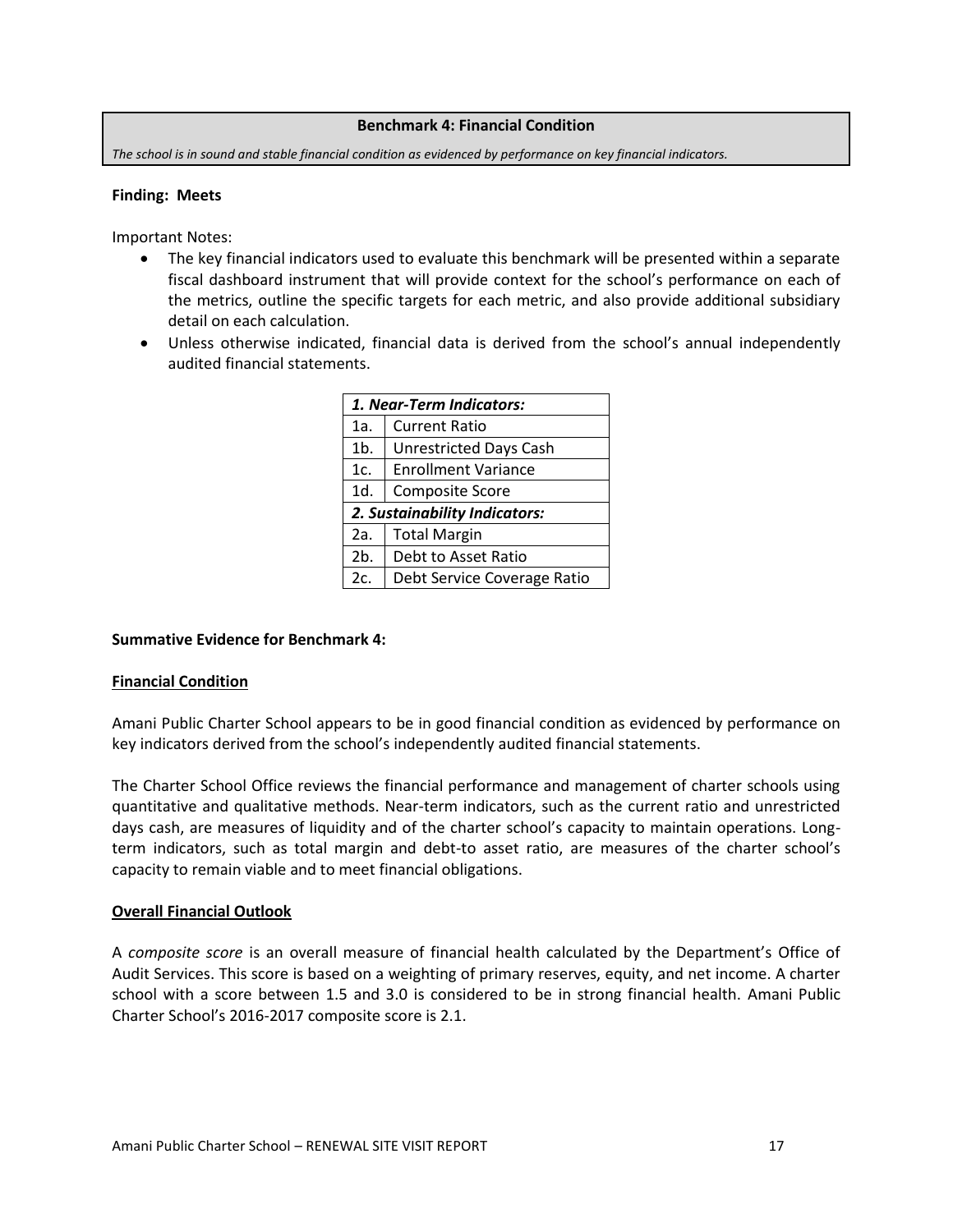**Benchmark 4: Financial Condition**

*The school is in sound and stable financial condition as evidenced by performance on key financial indicators.*

**Finding: Meets**

Important Notes:

- The key financial indicators used to evaluate this benchmark will be presented within a separate fiscal dashboard instrument that will provide context for the school's performance on each of the metrics, outline the specific targets for each metric, and also provide additional subsidiary detail on each calculation.
- Unless otherwise indicated, financial data is derived from the school's annual independently audited financial statements.

| ***1. Near-Term Indicators:*** | |
|---|---|
| 1a. | Current Ratio |
| 1b. | Unrestricted Days Cash |
| 1c. | Enrollment Variance |
| 1d. | Composite Score |
| ***2. Sustainability Indicators:*** | |
| 2a. | Total Margin |
| 2b. | Debt to Asset Ratio |
| 2c. | Debt Service Coverage Ratio |

**Summative Evidence for Benchmark 4:**

**Financial Condition**

Amani Public Charter School appears to be in good financial condition as evidenced by performance on key indicators derived from the school's independently audited financial statements.

The Charter School Office reviews the financial performance and management of charter schools using quantitative and qualitative methods. Near-term indicators, such as the current ratio and unrestricted days cash, are measures of liquidity and of the charter school's capacity to maintain operations. Long-term indicators, such as total margin and debt-to asset ratio, are measures of the charter school's capacity to remain viable and to meet financial obligations.

**Overall Financial Outlook**

A *composite score* is an overall measure of financial health calculated by the Department's Office of Audit Services. This score is based on a weighting of primary reserves, equity, and net income. A charter school with a score between 1.5 and 3.0 is considered to be in strong financial health. Amani Public Charter School's 2016-2017 composite score is 2.1.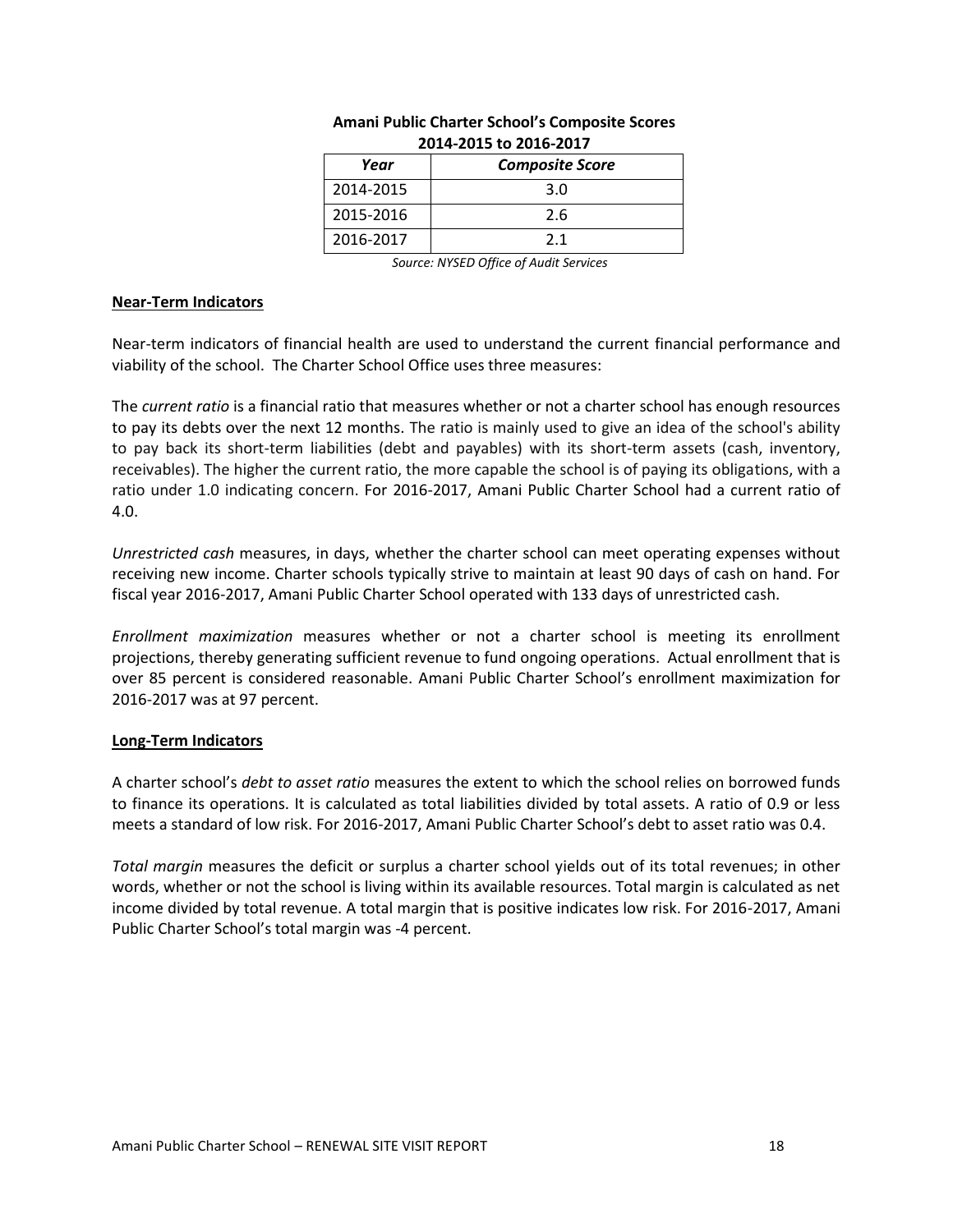**Amani Public Charter School's Composite Scores 2014-2015 to 2016-2017**

| *Year* | *Composite Score* |
|---|---|
| 2014-2015 | 3.0 |
| 2015-2016 | 2.6 |
| 2016-2017 | 2.1 |

*Source: NYSED Office of Audit Services*

**Near-Term Indicators**

Near-term indicators of financial health are used to understand the current financial performance and viability of the school. The Charter School Office uses three measures:

The *current ratio* is a financial ratio that measures whether or not a charter school has enough resources to pay its debts over the next 12 months. The ratio is mainly used to give an idea of the school's ability to pay back its short-term liabilities (debt and payables) with its short-term assets (cash, inventory, receivables). The higher the current ratio, the more capable the school is of paying its obligations, with a ratio under 1.0 indicating concern. For 2016-2017, Amani Public Charter School had a current ratio of 4.0.

*Unrestricted cash* measures, in days, whether the charter school can meet operating expenses without receiving new income. Charter schools typically strive to maintain at least 90 days of cash on hand. For fiscal year 2016-2017, Amani Public Charter School operated with 133 days of unrestricted cash.

*Enrollment maximization* measures whether or not a charter school is meeting its enrollment projections, thereby generating sufficient revenue to fund ongoing operations. Actual enrollment that is over 85 percent is considered reasonable. Amani Public Charter School's enrollment maximization for 2016-2017 was at 97 percent.

**Long-Term Indicators**

A charter school's *debt to asset ratio* measures the extent to which the school relies on borrowed funds to finance its operations. It is calculated as total liabilities divided by total assets. A ratio of 0.9 or less meets a standard of low risk. For 2016-2017, Amani Public Charter School's debt to asset ratio was 0.4.

*Total margin* measures the deficit or surplus a charter school yields out of its total revenues; in other words, whether or not the school is living within its available resources. Total margin is calculated as net income divided by total revenue. A total margin that is positive indicates low risk. For 2016-2017, Amani Public Charter School's total margin was -4 percent.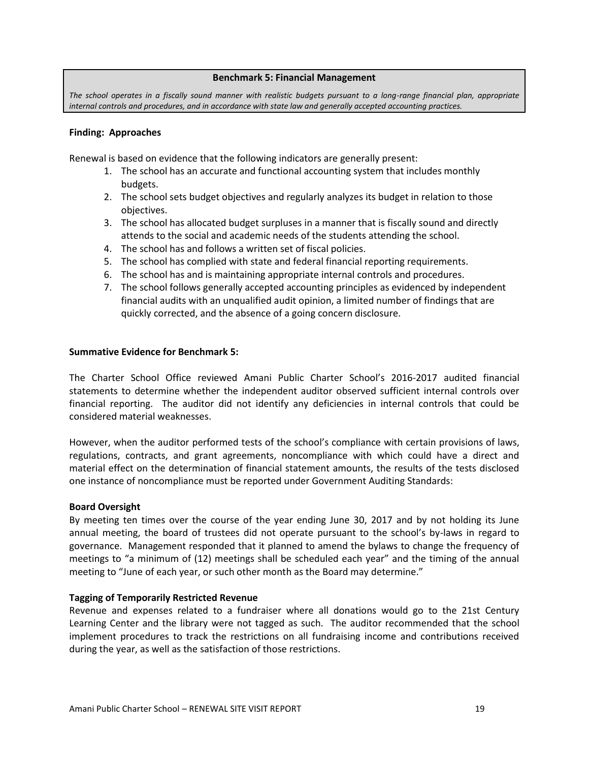**Benchmark 5: Financial Management**

*The school operates in a fiscally sound manner with realistic budgets pursuant to a long-range financial plan, appropriate internal controls and procedures, and in accordance with state law and generally accepted accounting practices.*

**Finding: Approaches**

Renewal is based on evidence that the following indicators are generally present:

1. The school has an accurate and functional accounting system that includes monthly budgets.
2. The school sets budget objectives and regularly analyzes its budget in relation to those objectives.
3. The school has allocated budget surpluses in a manner that is fiscally sound and directly attends to the social and academic needs of the students attending the school.
4. The school has and follows a written set of fiscal policies.
5. The school has complied with state and federal financial reporting requirements.
6. The school has and is maintaining appropriate internal controls and procedures.
7. The school follows generally accepted accounting principles as evidenced by independent financial audits with an unqualified audit opinion, a limited number of findings that are quickly corrected, and the absence of a going concern disclosure.

**Summative Evidence for Benchmark 5:**

The Charter School Office reviewed Amani Public Charter School's 2016-2017 audited financial statements to determine whether the independent auditor observed sufficient internal controls over financial reporting. The auditor did not identify any deficiencies in internal controls that could be considered material weaknesses.

However, when the auditor performed tests of the school's compliance with certain provisions of laws, regulations, contracts, and grant agreements, noncompliance with which could have a direct and material effect on the determination of financial statement amounts, the results of the tests disclosed one instance of noncompliance must be reported under Government Auditing Standards:

**Board Oversight**

By meeting ten times over the course of the year ending June 30, 2017 and by not holding its June annual meeting, the board of trustees did not operate pursuant to the school's by-laws in regard to governance. Management responded that it planned to amend the bylaws to change the frequency of meetings to "a minimum of (12) meetings shall be scheduled each year" and the timing of the annual meeting to "June of each year, or such other month as the Board may determine."

**Tagging of Temporarily Restricted Revenue**

Revenue and expenses related to a fundraiser where all donations would go to the 21st Century Learning Center and the library were not tagged as such. The auditor recommended that the school implement procedures to track the restrictions on all fundraising income and contributions received during the year, as well as the satisfaction of those restrictions.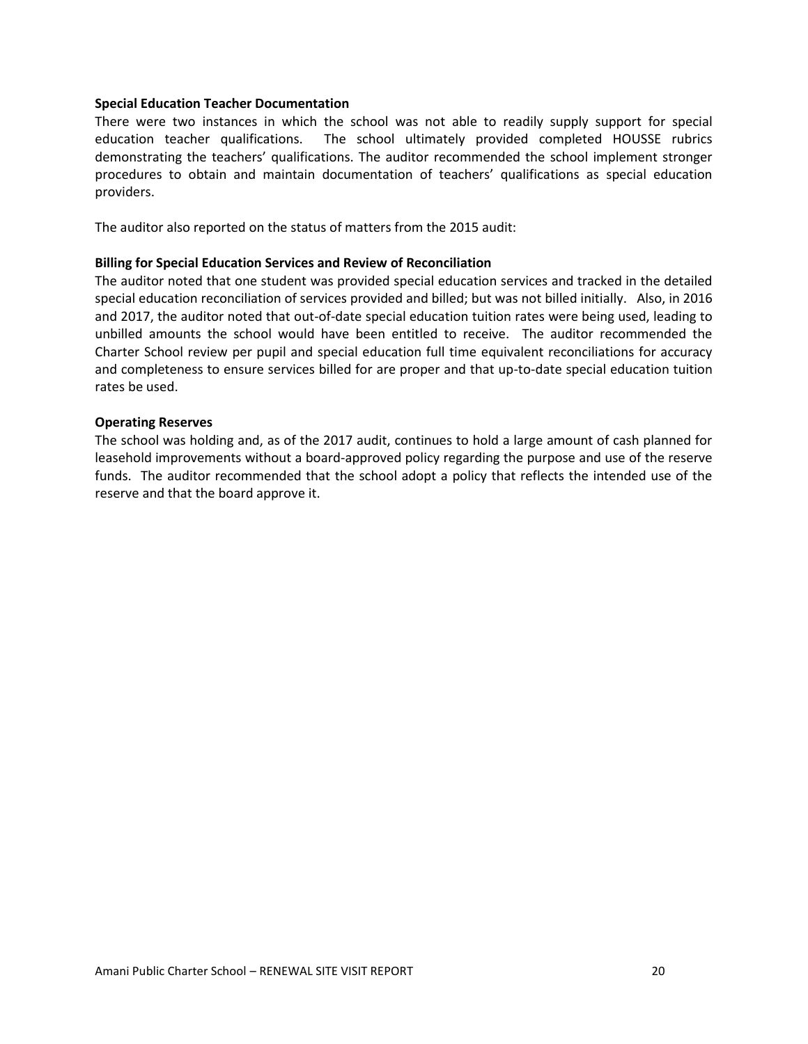**Special Education Teacher Documentation**

There were two instances in which the school was not able to readily supply support for special education teacher qualifications. The school ultimately provided completed HOUSSE rubrics demonstrating the teachers' qualifications. The auditor recommended the school implement stronger procedures to obtain and maintain documentation of teachers' qualifications as special education providers.

The auditor also reported on the status of matters from the 2015 audit:

**Billing for Special Education Services and Review of Reconciliation**

The auditor noted that one student was provided special education services and tracked in the detailed special education reconciliation of services provided and billed; but was not billed initially. Also, in 2016 and 2017, the auditor noted that out-of-date special education tuition rates were being used, leading to unbilled amounts the school would have been entitled to receive. The auditor recommended the Charter School review per pupil and special education full time equivalent reconciliations for accuracy and completeness to ensure services billed for are proper and that up-to-date special education tuition rates be used.

**Operating Reserves**

The school was holding and, as of the 2017 audit, continues to hold a large amount of cash planned for leasehold improvements without a board-approved policy regarding the purpose and use of the reserve funds. The auditor recommended that the school adopt a policy that reflects the intended use of the reserve and that the board approve it.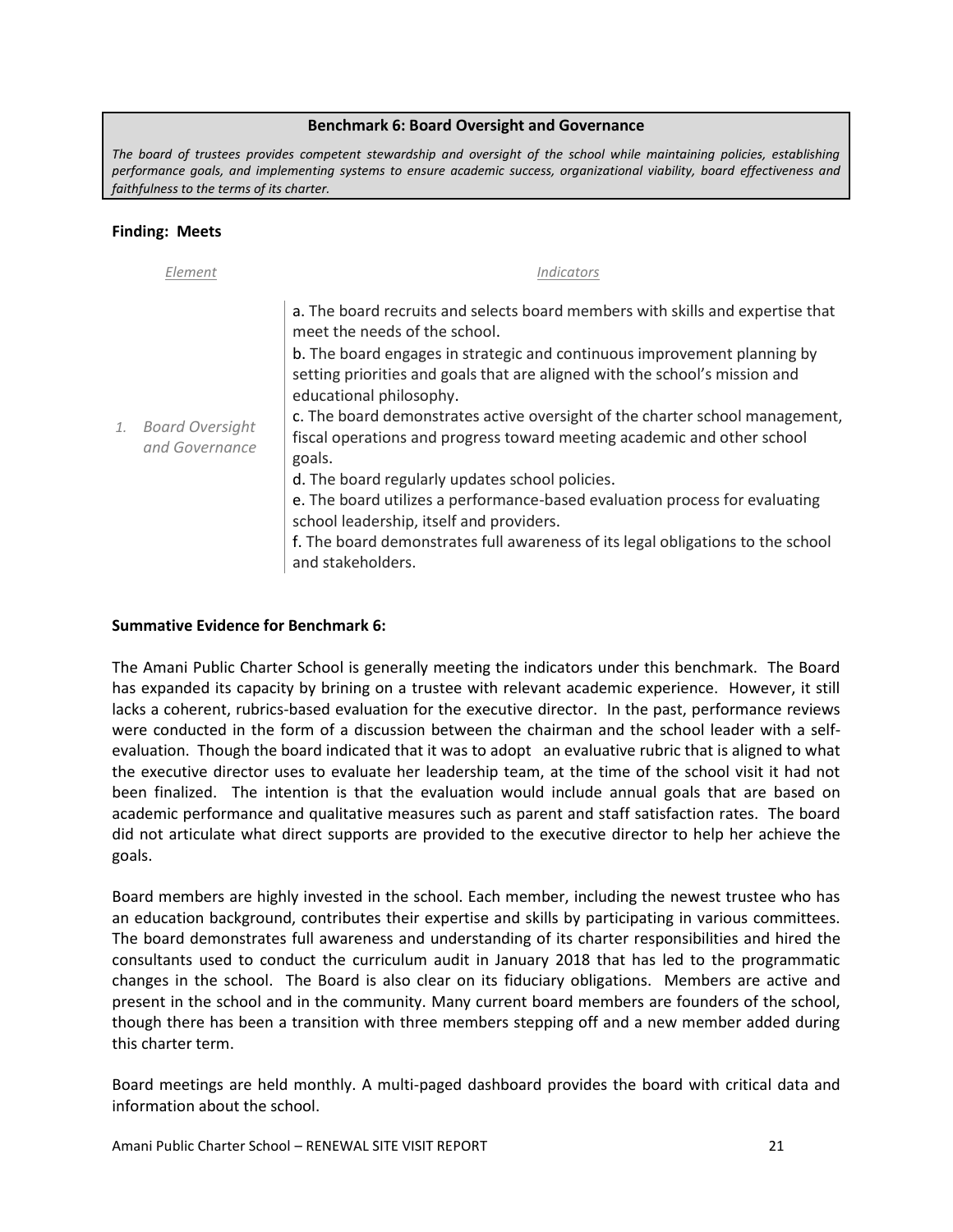**Benchmark 6: Board Oversight and Governance**

*The board of trustees provides competent stewardship and oversight of the school while maintaining policies, establishing performance goals, and implementing systems to ensure academic success, organizational viability, board effectiveness and faithfulness to the terms of its charter.*

**Finding: Meets**

| *Element* | *Indicators* |
|---|---|
| *1. Board Oversight and Governance* | a. The board recruits and selects board members with skills and expertise that meet the needs of the school.<br>b. The board engages in strategic and continuous improvement planning by setting priorities and goals that are aligned with the school's mission and educational philosophy.<br>c. The board demonstrates active oversight of the charter school management, fiscal operations and progress toward meeting academic and other school goals.<br>d. The board regularly updates school policies.<br>e. The board utilizes a performance-based evaluation process for evaluating school leadership, itself and providers.<br>f. The board demonstrates full awareness of its legal obligations to the school and stakeholders. |

**Summative Evidence for Benchmark 6:**

The Amani Public Charter School is generally meeting the indicators under this benchmark. The Board has expanded its capacity by brining on a trustee with relevant academic experience. However, it still lacks a coherent, rubrics-based evaluation for the executive director. In the past, performance reviews were conducted in the form of a discussion between the chairman and the school leader with a self-evaluation. Though the board indicated that it was to adopt an evaluative rubric that is aligned to what the executive director uses to evaluate her leadership team, at the time of the school visit it had not been finalized. The intention is that the evaluation would include annual goals that are based on academic performance and qualitative measures such as parent and staff satisfaction rates. The board did not articulate what direct supports are provided to the executive director to help her achieve the goals.

Board members are highly invested in the school. Each member, including the newest trustee who has an education background, contributes their expertise and skills by participating in various committees. The board demonstrates full awareness and understanding of its charter responsibilities and hired the consultants used to conduct the curriculum audit in January 2018 that has led to the programmatic changes in the school. The Board is also clear on its fiduciary obligations. Members are active and present in the school and in the community. Many current board members are founders of the school, though there has been a transition with three members stepping off and a new member added during this charter term.

Board meetings are held monthly. A multi-paged dashboard provides the board with critical data and information about the school.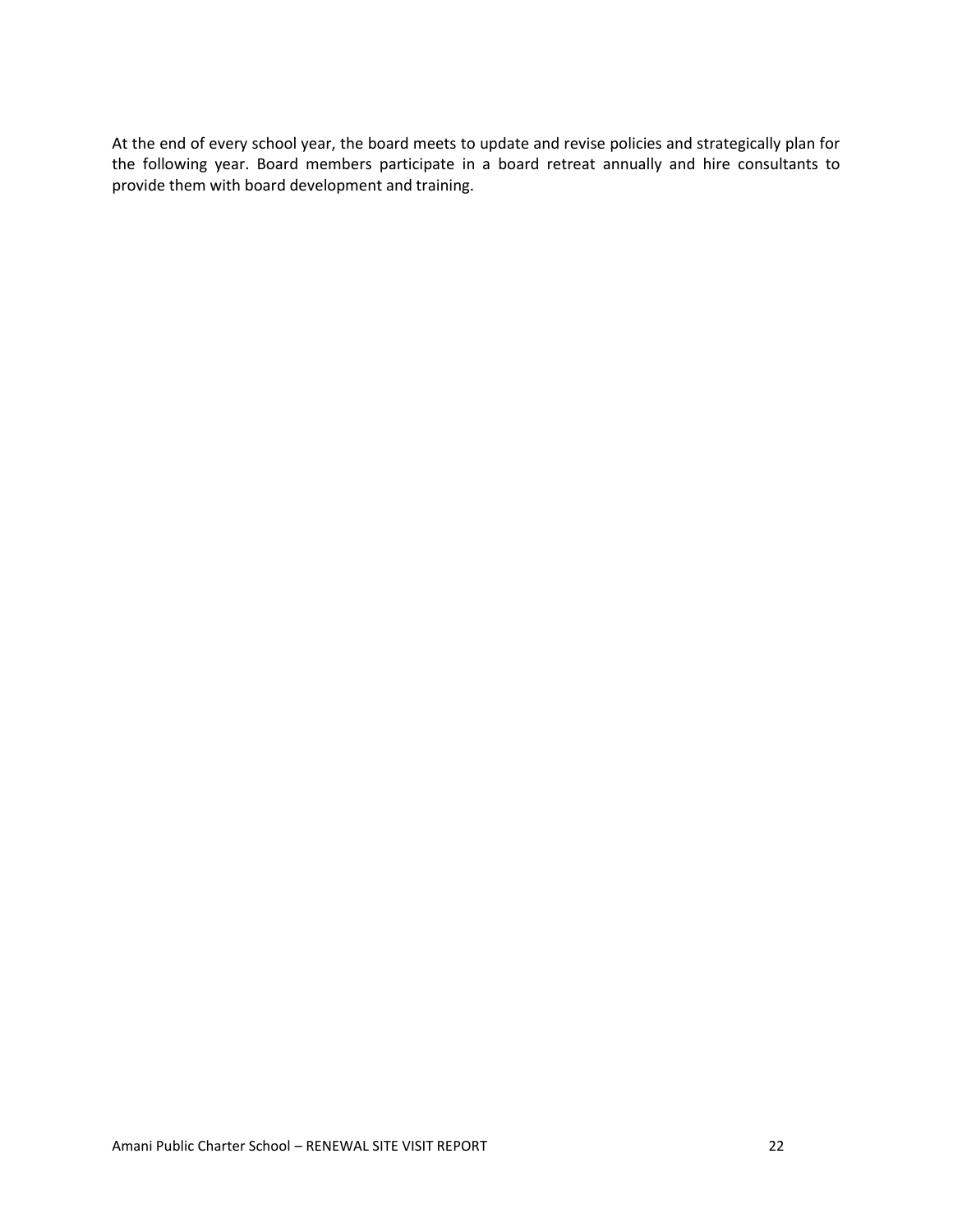At the end of every school year, the board meets to update and revise policies and strategically plan for the following year. Board members participate in a board retreat annually and hire consultants to provide them with board development and training.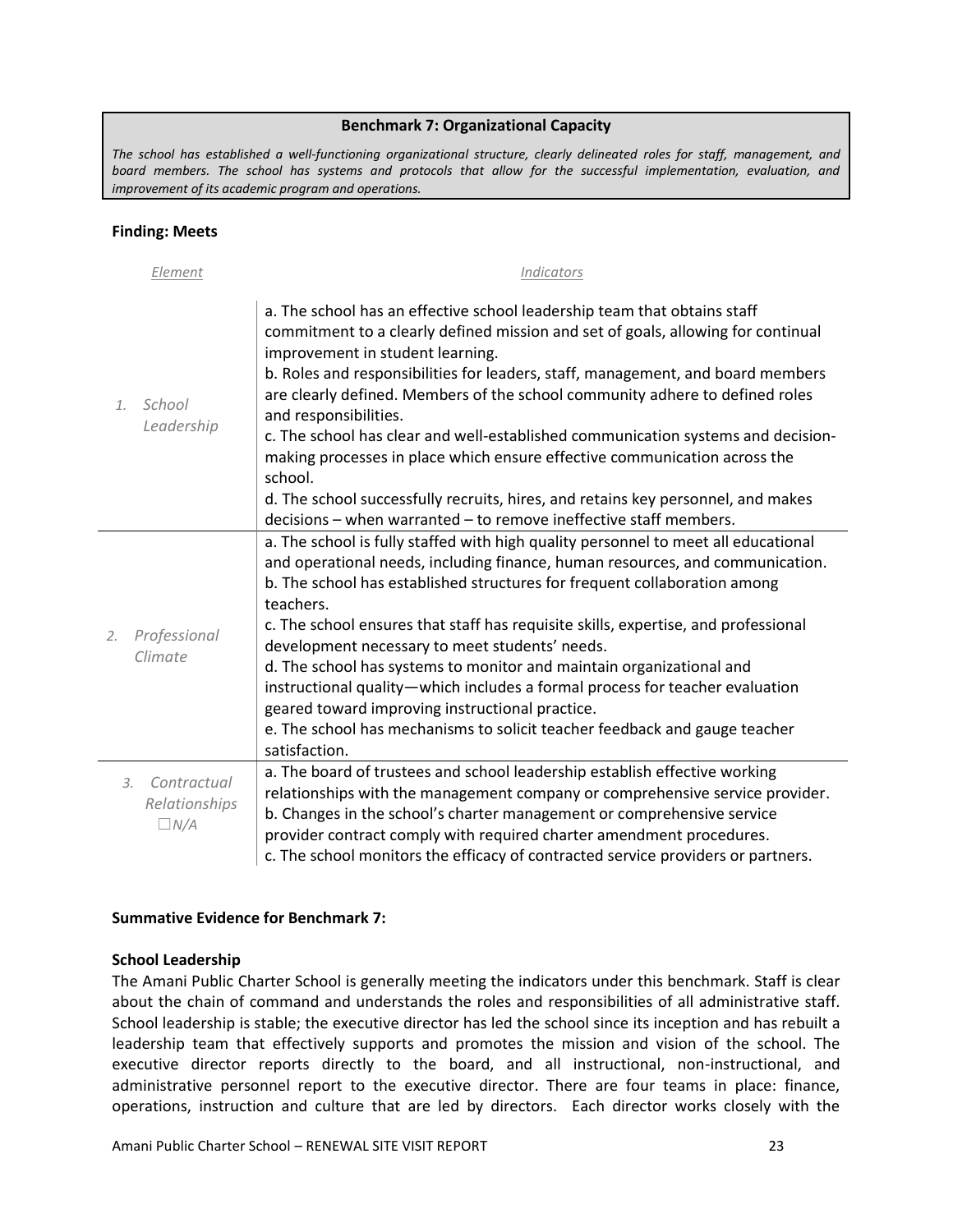| **Benchmark 7: Organizational Capacity** |
|---|
| *The school has established a well-functioning organizational structure, clearly delineated roles for staff, management, and board members. The school has systems and protocols that allow for the successful implementation, evaluation, and improvement of its academic program and operations.* |

**Finding: Meets**

| *Element* | *Indicators* |
|---|---|
| 1. *School Leadership* | a. The school has an effective school leadership team that obtains staff commitment to a clearly defined mission and set of goals, allowing for continual improvement in student learning.<br>b. Roles and responsibilities for leaders, staff, management, and board members are clearly defined. Members of the school community adhere to defined roles and responsibilities.<br>c. The school has clear and well-established communication systems and decision-making processes in place which ensure effective communication across the school.<br>d. The school successfully recruits, hires, and retains key personnel, and makes decisions – when warranted – to remove ineffective staff members. |
| 2. *Professional Climate* | a. The school is fully staffed with high quality personnel to meet all educational and operational needs, including finance, human resources, and communication.<br>b. The school has established structures for frequent collaboration among teachers.<br>c. The school ensures that staff has requisite skills, expertise, and professional development necessary to meet students' needs.<br>d. The school has systems to monitor and maintain organizational and instructional quality—which includes a formal process for teacher evaluation geared toward improving instructional practice.<br>e. The school has mechanisms to solicit teacher feedback and gauge teacher satisfaction. |
| 3. *Contractual Relationships* ☐*N/A* | a. The board of trustees and school leadership establish effective working relationships with the management company or comprehensive service provider.<br>b. Changes in the school's charter management or comprehensive service provider contract comply with required charter amendment procedures.<br>c. The school monitors the efficacy of contracted service providers or partners. |

**Summative Evidence for Benchmark 7:**

**School Leadership**

The Amani Public Charter School is generally meeting the indicators under this benchmark. Staff is clear about the chain of command and understands the roles and responsibilities of all administrative staff. School leadership is stable; the executive director has led the school since its inception and has rebuilt a leadership team that effectively supports and promotes the mission and vision of the school. The executive director reports directly to the board, and all instructional, non-instructional, and administrative personnel report to the executive director. There are four teams in place: finance, operations, instruction and culture that are led by directors. Each director works closely with the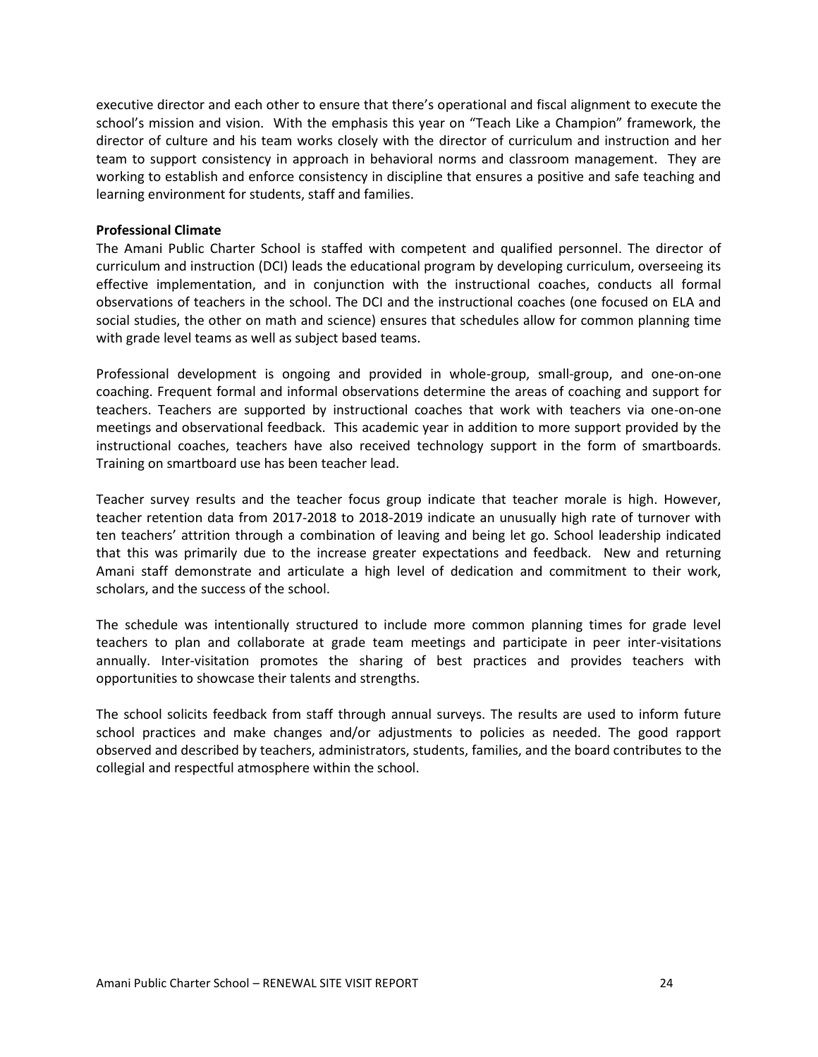executive director and each other to ensure that there's operational and fiscal alignment to execute the school's mission and vision. With the emphasis this year on "Teach Like a Champion" framework, the director of culture and his team works closely with the director of curriculum and instruction and her team to support consistency in approach in behavioral norms and classroom management. They are working to establish and enforce consistency in discipline that ensures a positive and safe teaching and learning environment for students, staff and families.

**Professional Climate**

The Amani Public Charter School is staffed with competent and qualified personnel. The director of curriculum and instruction (DCI) leads the educational program by developing curriculum, overseeing its effective implementation, and in conjunction with the instructional coaches, conducts all formal observations of teachers in the school. The DCI and the instructional coaches (one focused on ELA and social studies, the other on math and science) ensures that schedules allow for common planning time with grade level teams as well as subject based teams.

Professional development is ongoing and provided in whole-group, small-group, and one-on-one coaching. Frequent formal and informal observations determine the areas of coaching and support for teachers. Teachers are supported by instructional coaches that work with teachers via one-on-one meetings and observational feedback. This academic year in addition to more support provided by the instructional coaches, teachers have also received technology support in the form of smartboards. Training on smartboard use has been teacher lead.

Teacher survey results and the teacher focus group indicate that teacher morale is high. However, teacher retention data from 2017-2018 to 2018-2019 indicate an unusually high rate of turnover with ten teachers' attrition through a combination of leaving and being let go. School leadership indicated that this was primarily due to the increase greater expectations and feedback. New and returning Amani staff demonstrate and articulate a high level of dedication and commitment to their work, scholars, and the success of the school.

The schedule was intentionally structured to include more common planning times for grade level teachers to plan and collaborate at grade team meetings and participate in peer inter-visitations annually. Inter-visitation promotes the sharing of best practices and provides teachers with opportunities to showcase their talents and strengths.

The school solicits feedback from staff through annual surveys. The results are used to inform future school practices and make changes and/or adjustments to policies as needed. The good rapport observed and described by teachers, administrators, students, families, and the board contributes to the collegial and respectful atmosphere within the school.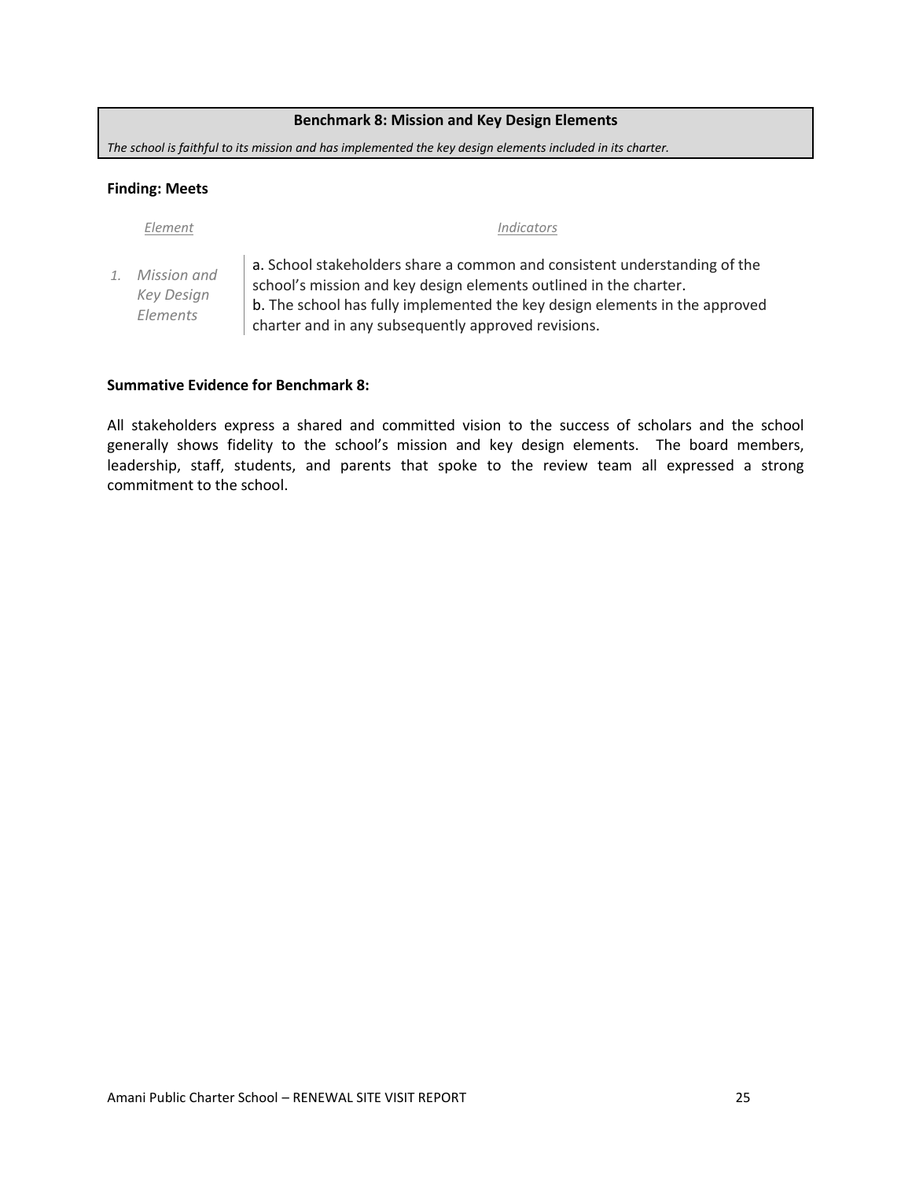| **Benchmark 8: Mission and Key Design Elements** |
|---|
| *The school is faithful to its mission and has implemented the key design elements included in its charter.* |

**Finding: Meets**

| *Element* | *Indicators* |
|---|---|
| *1. Mission and Key Design Elements* | a. School stakeholders share a common and consistent understanding of the school's mission and key design elements outlined in the charter.<br>b. The school has fully implemented the key design elements in the approved charter and in any subsequently approved revisions. |

**Summative Evidence for Benchmark 8:**

All stakeholders express a shared and committed vision to the success of scholars and the school generally shows fidelity to the school's mission and key design elements. The board members, leadership, staff, students, and parents that spoke to the review team all expressed a strong commitment to the school.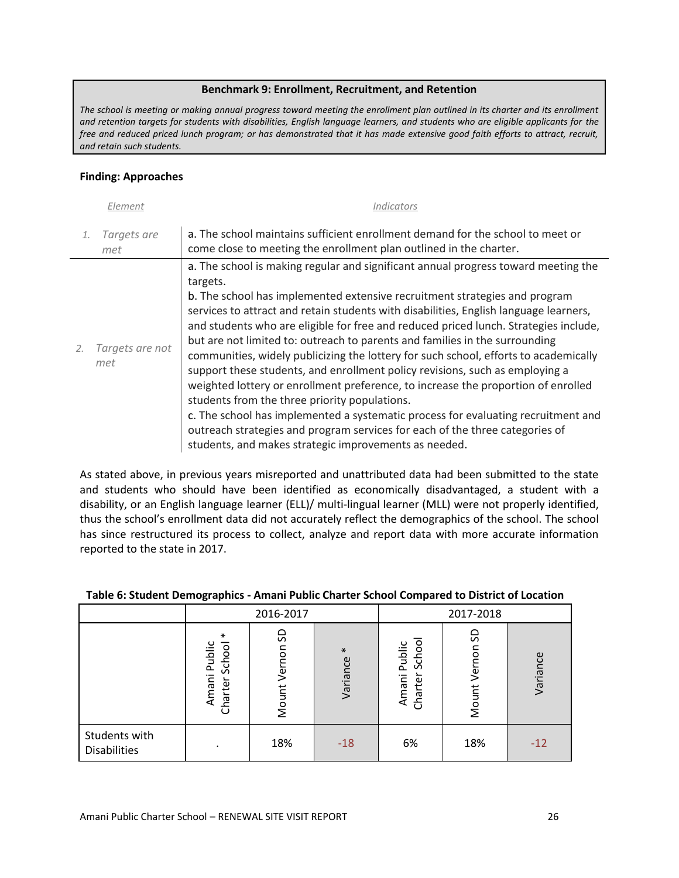**Benchmark 9: Enrollment, Recruitment, and Retention**

*The school is meeting or making annual progress toward meeting the enrollment plan outlined in its charter and its enrollment and retention targets for students with disabilities, English language learners, and students who are eligible applicants for the free and reduced priced lunch program; or has demonstrated that it has made extensive good faith efforts to attract, recruit, and retain such students.*

**Finding: Approaches**

| *Element* | *Indicators* |
|---|---|
| 1. *Targets are met* | a. The school maintains sufficient enrollment demand for the school to meet or come close to meeting the enrollment plan outlined in the charter. |
| 2. *Targets are not met* | a. The school is making regular and significant annual progress toward meeting the targets.<br>b. The school has implemented extensive recruitment strategies and program services to attract and retain students with disabilities, English language learners, and students who are eligible for free and reduced priced lunch. Strategies include, but are not limited to: outreach to parents and families in the surrounding communities, widely publicizing the lottery for such school, efforts to academically support these students, and enrollment policy revisions, such as employing a weighted lottery or enrollment preference, to increase the proportion of enrolled students from the three priority populations.<br>c. The school has implemented a systematic process for evaluating recruitment and outreach strategies and program services for each of the three categories of students, and makes strategic improvements as needed. |

As stated above, in previous years misreported and unattributed data had been submitted to the state and students who should have been identified as economically disadvantaged, a student with a disability, or an English language learner (ELL)/ multi-lingual learner (MLL) were not properly identified, thus the school's enrollment data did not accurately reflect the demographics of the school. The school has since restructured its process to collect, analyze and report data with more accurate information reported to the state in 2017.

**Table 6: Student Demographics - Amani Public Charter School Compared to District of Location**

| | 2016-2017 | | | 2017-2018 | | |
|---|---|---|---|---|---|---|
| | Amani Public Charter School * | Mount Vernon SD | Variance * | Amani Public Charter School | Mount Vernon SD | Variance |
| Students with Disabilities | . | 18% | -18 | 6% | 18% | -12 |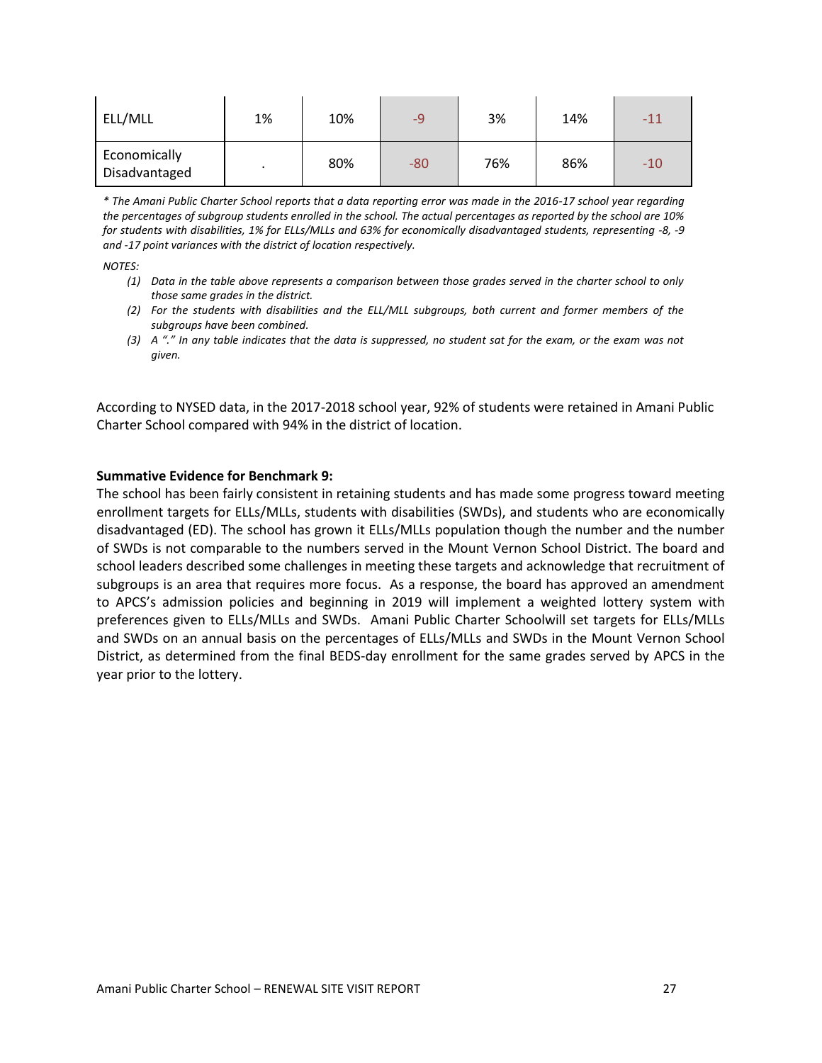| ELL/MLL | 1% | 10% | -9 | 3% | 14% | -11 |
|---|---|---|---|---|---|---|
| Economically Disadvantaged | . | 80% | -80 | 76% | 86% | -10 |

*\* The Amani Public Charter School reports that a data reporting error was made in the 2016-17 school year regarding the percentages of subgroup students enrolled in the school. The actual percentages as reported by the school are 10% for students with disabilities, 1% for ELLs/MLLs and 63% for economically disadvantaged students, representing -8, -9 and -17 point variances with the district of location respectively.*

*NOTES:*

*(1) Data in the table above represents a comparison between those grades served in the charter school to only those same grades in the district.*

*(2) For the students with disabilities and the ELL/MLL subgroups, both current and former members of the subgroups have been combined.*

*(3) A "." In any table indicates that the data is suppressed, no student sat for the exam, or the exam was not given.*

According to NYSED data, in the 2017-2018 school year, 92% of students were retained in Amani Public Charter School compared with 94% in the district of location.

**Summative Evidence for Benchmark 9:**

The school has been fairly consistent in retaining students and has made some progress toward meeting enrollment targets for ELLs/MLLs, students with disabilities (SWDs), and students who are economically disadvantaged (ED). The school has grown it ELLs/MLLs population though the number and the number of SWDs is not comparable to the numbers served in the Mount Vernon School District. The board and school leaders described some challenges in meeting these targets and acknowledge that recruitment of subgroups is an area that requires more focus. As a response, the board has approved an amendment to APCS's admission policies and beginning in 2019 will implement a weighted lottery system with preferences given to ELLs/MLLs and SWDs. Amani Public Charter Schoolwill set targets for ELLs/MLLs and SWDs on an annual basis on the percentages of ELLs/MLLs and SWDs in the Mount Vernon School District, as determined from the final BEDS-day enrollment for the same grades served by APCS in the year prior to the lottery.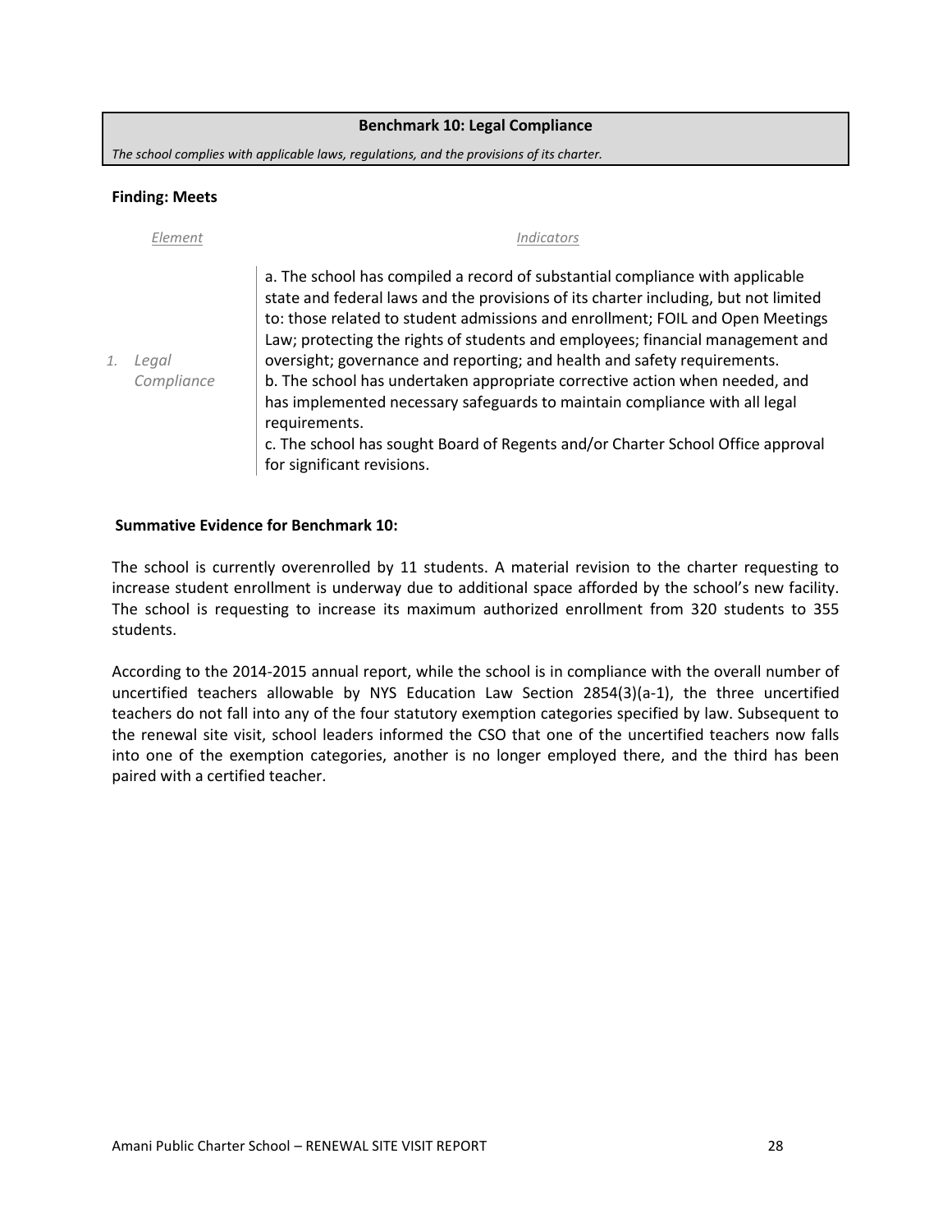## Benchmark 10: Legal Compliance

*The school complies with applicable laws, regulations, and the provisions of its charter.*

**Finding: Meets**

| *Element* | *Indicators* |
|---|---|
| *1. Legal Compliance* | a. The school has compiled a record of substantial compliance with applicable state and federal laws and the provisions of its charter including, but not limited to: those related to student admissions and enrollment; FOIL and Open Meetings Law; protecting the rights of students and employees; financial management and oversight; governance and reporting; and health and safety requirements.<br>b. The school has undertaken appropriate corrective action when needed, and has implemented necessary safeguards to maintain compliance with all legal requirements.<br>c. The school has sought Board of Regents and/or Charter School Office approval for significant revisions. |

**Summative Evidence for Benchmark 10:**

The school is currently overenrolled by 11 students. A material revision to the charter requesting to increase student enrollment is underway due to additional space afforded by the school's new facility. The school is requesting to increase its maximum authorized enrollment from 320 students to 355 students.

According to the 2014-2015 annual report, while the school is in compliance with the overall number of uncertified teachers allowable by NYS Education Law Section 2854(3)(a-1), the three uncertified teachers do not fall into any of the four statutory exemption categories specified by law. Subsequent to the renewal site visit, school leaders informed the CSO that one of the uncertified teachers now falls into one of the exemption categories, another is no longer employed there, and the third has been paired with a certified teacher.